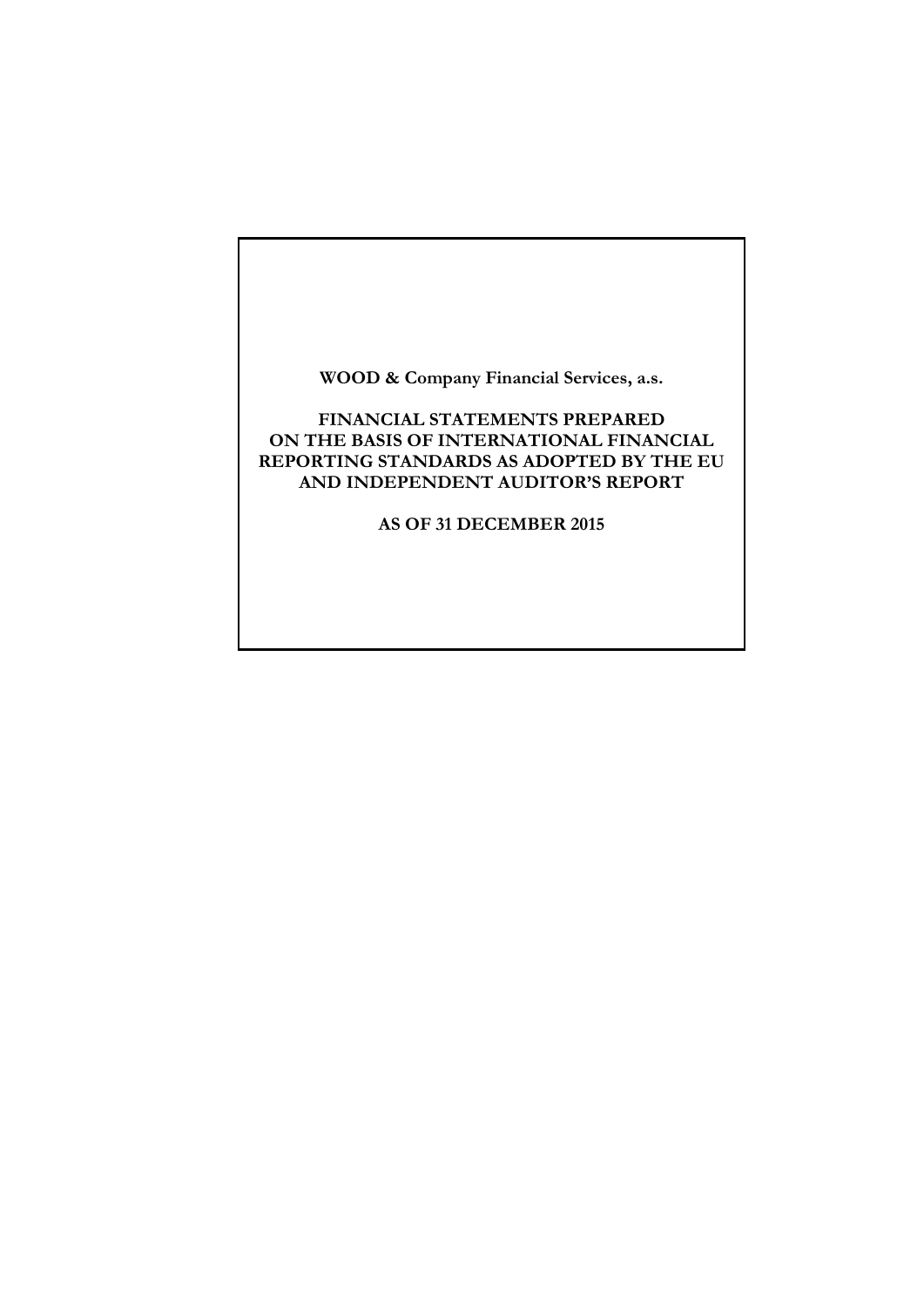**WOOD & Company Financial Services, a.s.**

**FINANCIAL STATEMENTS PREPARED ON THE BASIS OF INTERNATIONAL FINANCIAL REPORTING STANDARDS AS ADOPTED BY THE EU AND INDEPENDENT AUDITOR'S REPORT**

**AS OF 31 DECEMBER 2015**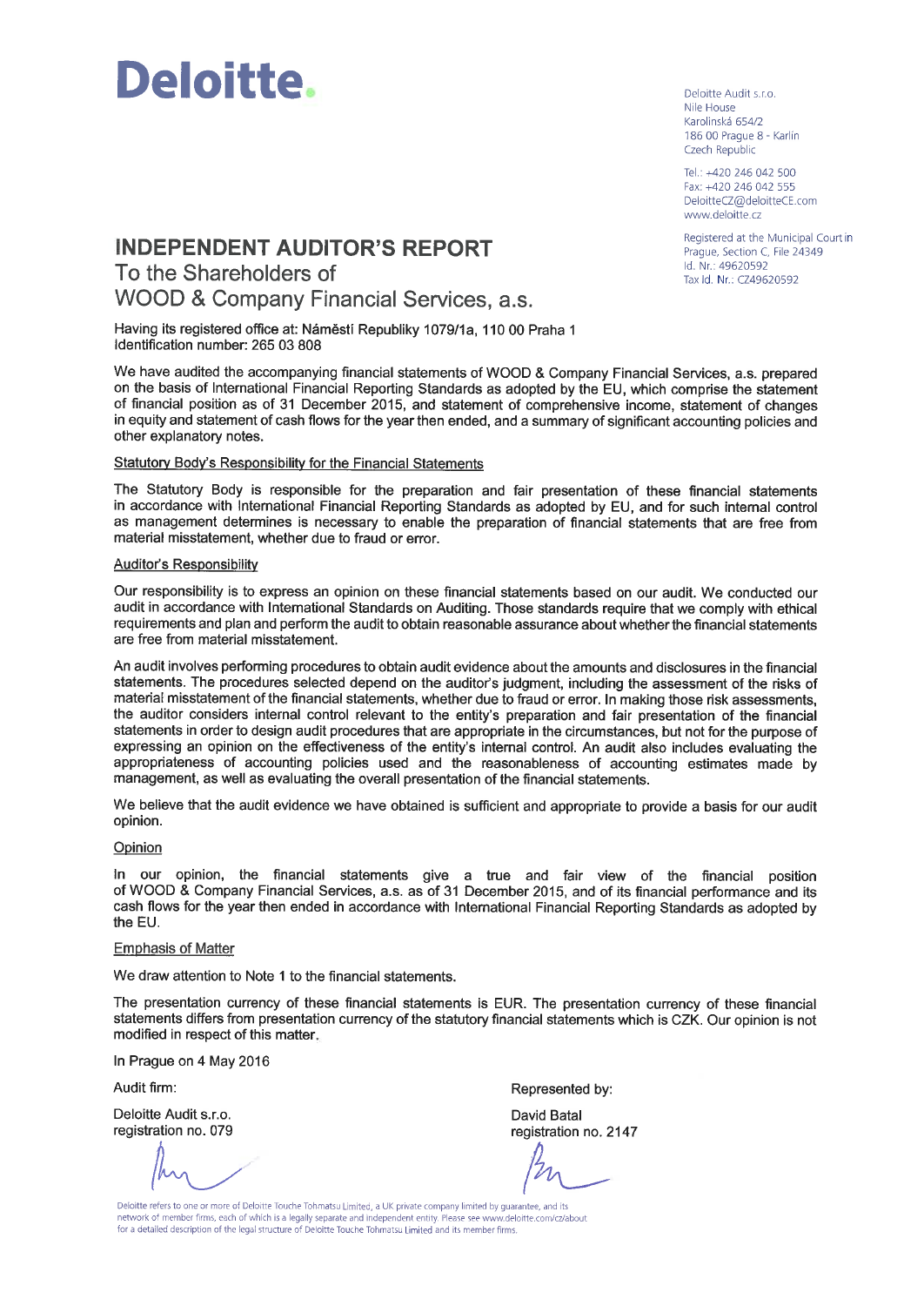Deloitte.

Deloitte Audit s.r.o.
Nile House
Karolinská 654/2
186 00 Prague 8 - Karlín
Czech Republic

Tel.: +420 246 042 500
Fax: +420 246 042 555
DeloitteCZ@deloitteCE.com
www.deloitte.cz

Registered at the Municipal Court in Prague, Section C, File 24349
Id. Nr.: 49620592
Tax Id. Nr.: CZ49620592

# INDEPENDENT AUDITOR'S REPORT

## To the Shareholders of WOOD & Company Financial Services, a.s.

Having its registered office at: Náměstí Republiky 1079/1a, 110 00 Praha 1
Identification number: 265 03 808

We have audited the accompanying financial statements of WOOD & Company Financial Services, a.s. prepared on the basis of International Financial Reporting Standards as adopted by the EU, which comprise the statement of financial position as of 31 December 2015, and statement of comprehensive income, statement of changes in equity and statement of cash flows for the year then ended, and a summary of significant accounting policies and other explanatory notes.

Statutory Body's Responsibility for the Financial Statements

The Statutory Body is responsible for the preparation and fair presentation of these financial statements in accordance with International Financial Reporting Standards as adopted by EU, and for such internal control as management determines is necessary to enable the preparation of financial statements that are free from material misstatement, whether due to fraud or error.

Auditor's Responsibility

Our responsibility is to express an opinion on these financial statements based on our audit. We conducted our audit in accordance with International Standards on Auditing. Those standards require that we comply with ethical requirements and plan and perform the audit to obtain reasonable assurance about whether the financial statements are free from material misstatement.

An audit involves performing procedures to obtain audit evidence about the amounts and disclosures in the financial statements. The procedures selected depend on the auditor's judgment, including the assessment of the risks of material misstatement of the financial statements, whether due to fraud or error. In making those risk assessments, the auditor considers internal control relevant to the entity's preparation and fair presentation of the financial statements in order to design audit procedures that are appropriate in the circumstances, but not for the purpose of expressing an opinion on the effectiveness of the entity's internal control. An audit also includes evaluating the appropriateness of accounting policies used and the reasonableness of accounting estimates made by management, as well as evaluating the overall presentation of the financial statements.

We believe that the audit evidence we have obtained is sufficient and appropriate to provide a basis for our audit opinion.

Opinion

In our opinion, the financial statements give a true and fair view of the financial position of WOOD & Company Financial Services, a.s. as of 31 December 2015, and of its financial performance and its cash flows for the year then ended in accordance with International Financial Reporting Standards as adopted by the EU.

Emphasis of Matter

We draw attention to Note 1 to the financial statements.

The presentation currency of these financial statements is EUR. The presentation currency of these financial statements differs from presentation currency of the statutory financial statements which is CZK. Our opinion is not modified in respect of this matter.

In Prague on 4 May 2016

Audit firm:

Deloitte Audit s.r.o.
registration no. 079

Represented by:

David Batal
registration no. 2147

Deloitte refers to one or more of Deloitte Touche Tohmatsu Limited, a UK private company limited by guarantee, and its network of member firms, each of which is a legally separate and independent entity. Please see www.deloitte.com/cz/about for a detailed description of the legal structure of Deloitte Touche Tohmatsu Limited and its member firms.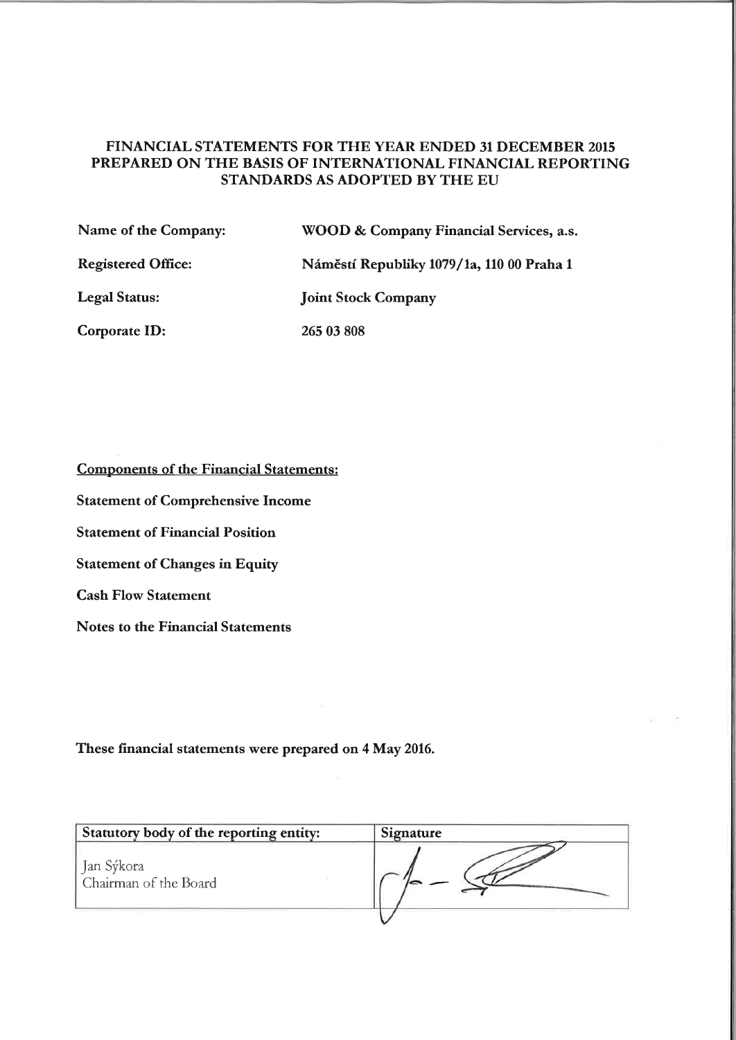**FINANCIAL STATEMENTS FOR THE YEAR ENDED 31 DECEMBER 2015 PREPARED ON THE BASIS OF INTERNATIONAL FINANCIAL REPORTING STANDARDS AS ADOPTED BY THE EU**

| | |
|---|---|
| **Name of the Company:** | **WOOD & Company Financial Services, a.s.** |
| **Registered Office:** | **Náměstí Republiky 1079/1a, 110 00 Praha 1** |
| **Legal Status:** | **Joint Stock Company** |
| **Corporate ID:** | **265 03 808** |

**Components of the Financial Statements:**

**Statement of Comprehensive Income**

**Statement of Financial Position**

**Statement of Changes in Equity**

**Cash Flow Statement**

**Notes to the Financial Statements**

**These financial statements were prepared on 4 May 2016.**

| Statutory body of the reporting entity: | Signature |
|---|---|
| Jan Sýkora<br>Chairman of the Board | |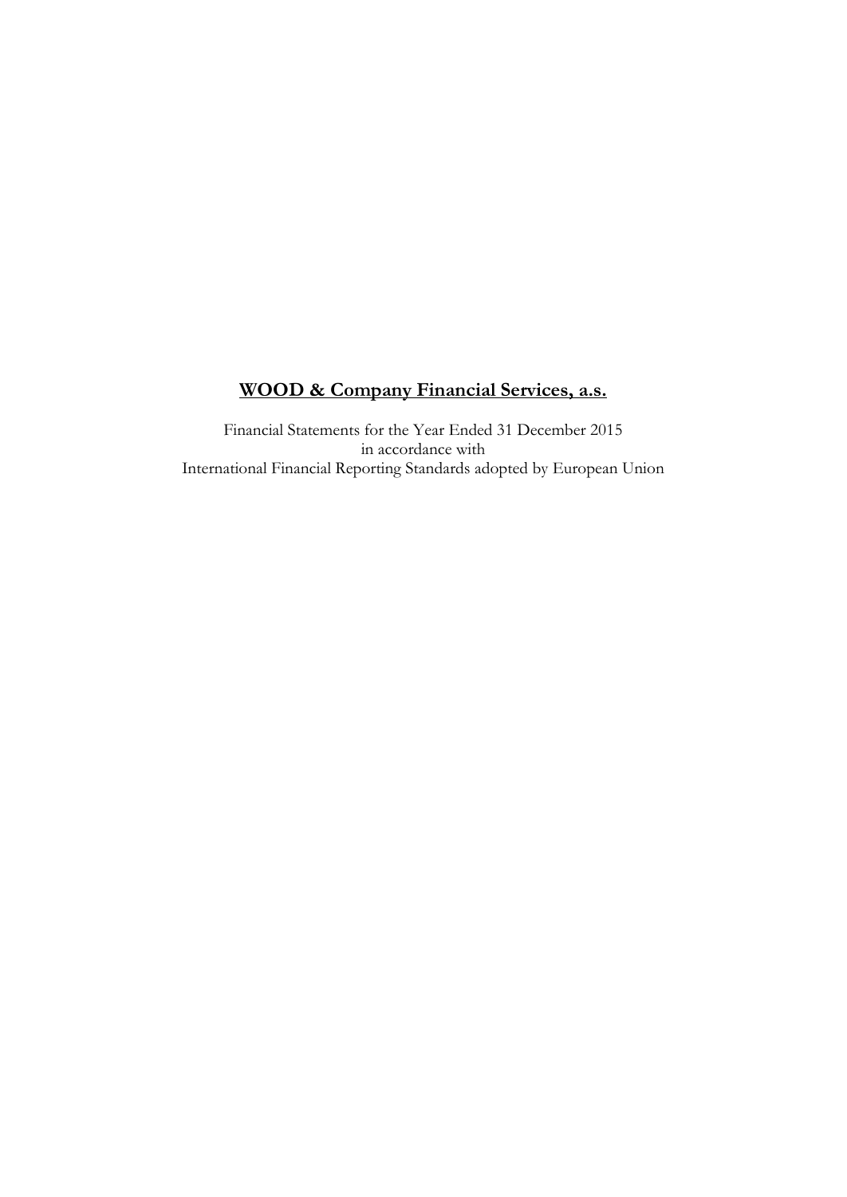# **WOOD & Company Financial Services, a.s.**

Financial Statements for the Year Ended 31 December 2015
in accordance with
International Financial Reporting Standards adopted by European Union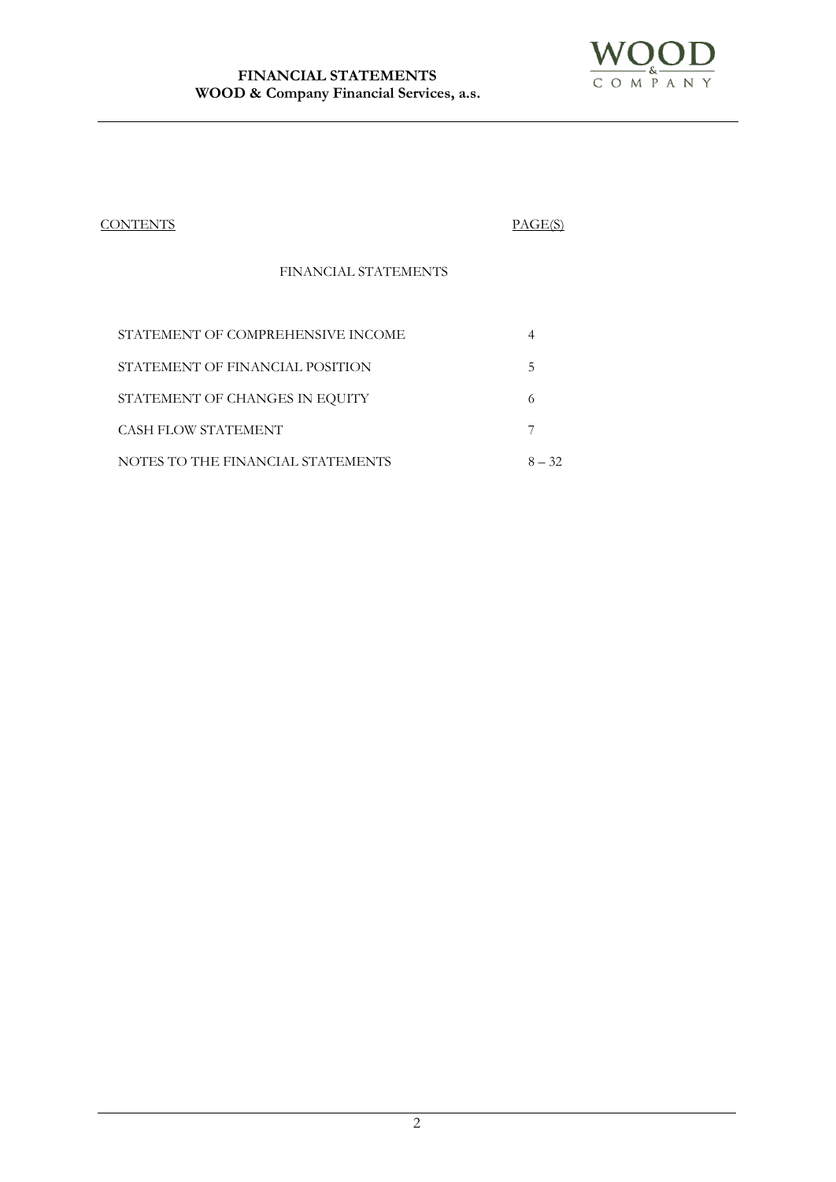| CONTENTS | PAGE(S) |
| --- | --- |
| FINANCIAL STATEMENTS | |
| STATEMENT OF COMPREHENSIVE INCOME | 4 |
| STATEMENT OF FINANCIAL POSITION | 5 |
| STATEMENT OF CHANGES IN EQUITY | 6 |
| CASH FLOW STATEMENT | 7 |
| NOTES TO THE FINANCIAL STATEMENTS | 8 – 32 |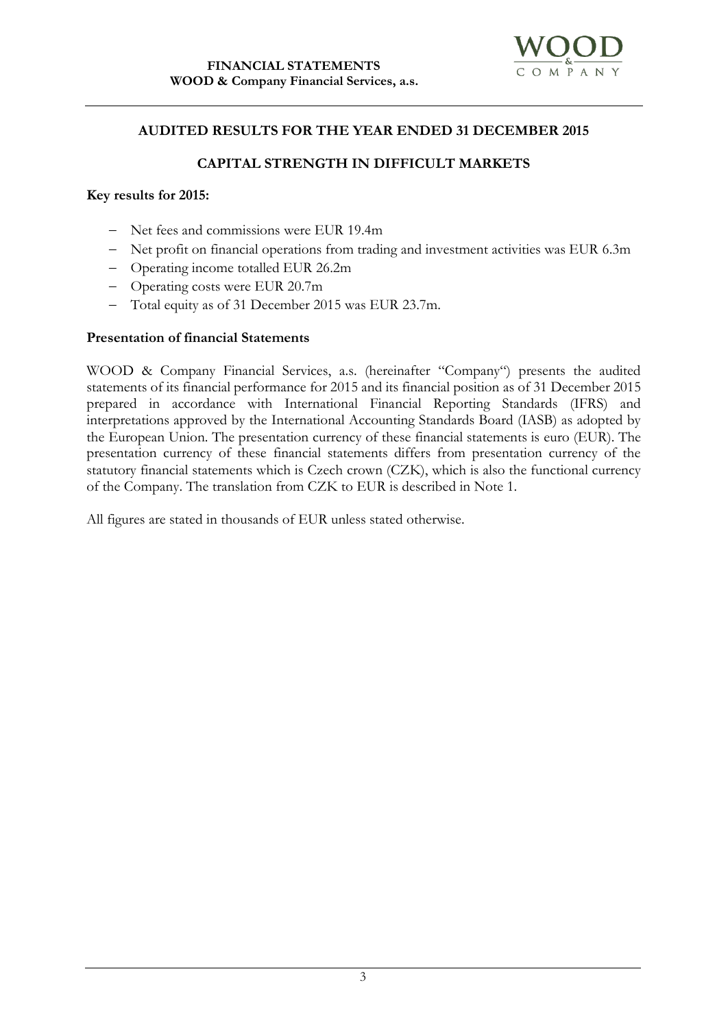## AUDITED RESULTS FOR THE YEAR ENDED 31 DECEMBER 2015

## CAPITAL STRENGTH IN DIFFICULT MARKETS

**Key results for 2015:**

- Net fees and commissions were EUR 19.4m
- Net profit on financial operations from trading and investment activities was EUR 6.3m
- Operating income totalled EUR 26.2m
- Operating costs were EUR 20.7m
- Total equity as of 31 December 2015 was EUR 23.7m.

**Presentation of financial Statements**

WOOD & Company Financial Services, a.s. (hereinafter "Company") presents the audited statements of its financial performance for 2015 and its financial position as of 31 December 2015 prepared in accordance with International Financial Reporting Standards (IFRS) and interpretations approved by the International Accounting Standards Board (IASB) as adopted by the European Union. The presentation currency of these financial statements is euro (EUR). The presentation currency of these financial statements differs from presentation currency of the statutory financial statements which is Czech crown (CZK), which is also the functional currency of the Company. The translation from CZK to EUR is described in Note 1.

All figures are stated in thousands of EUR unless stated otherwise.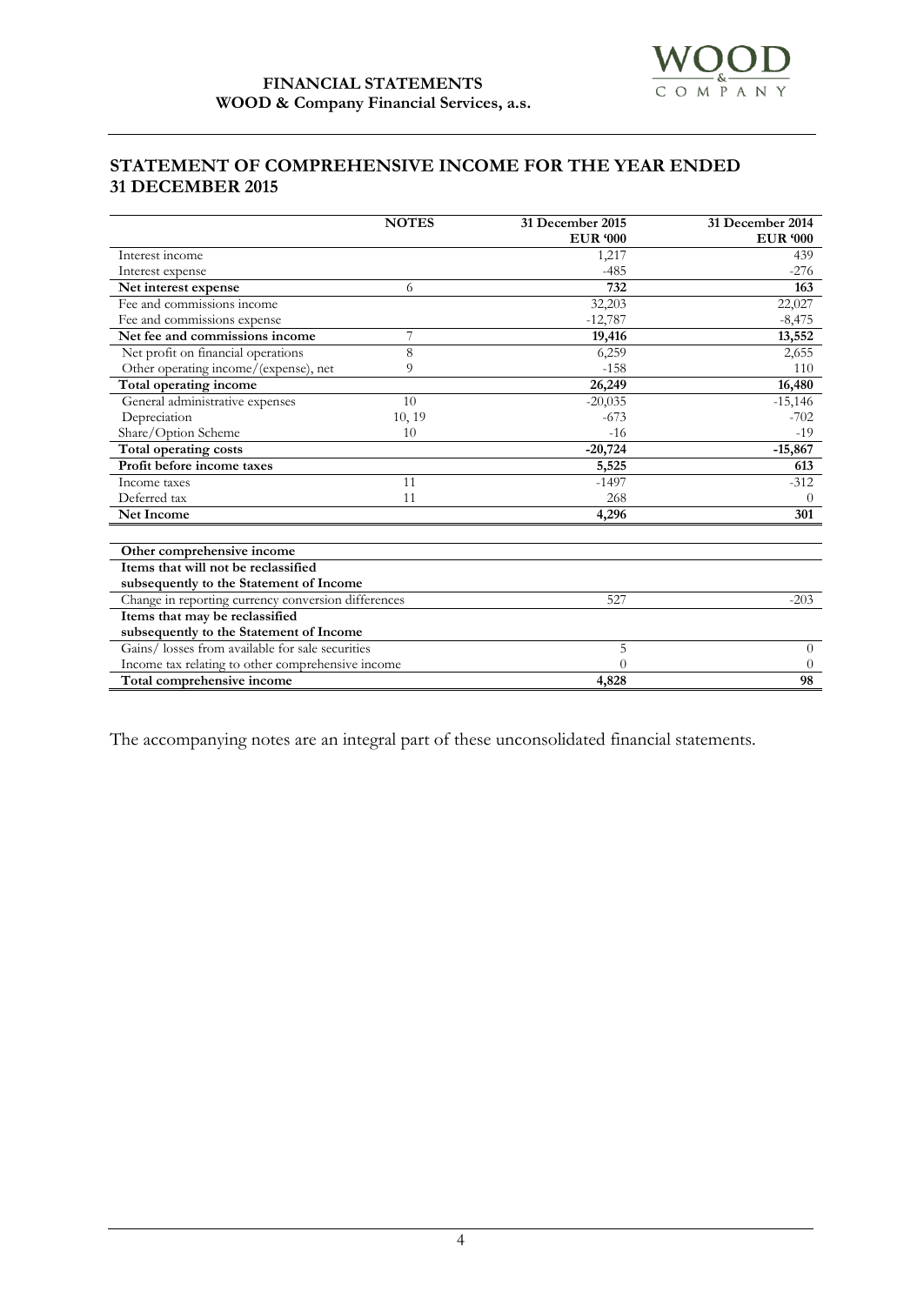# STATEMENT OF COMPREHENSIVE INCOME FOR THE YEAR ENDED 31 DECEMBER 2015

| | NOTES | 31 December 2015<br>EUR '000 | 31 December 2014<br>EUR '000 |
|---|---|---|---|
| Interest income | | 1,217 | 439 |
| Interest expense | | -485 | -276 |
| **Net interest expense** | 6 | **732** | **163** |
| Fee and commissions income | | 32,203 | 22,027 |
| Fee and commissions expense | | -12,787 | -8,475 |
| **Net fee and commissions income** | 7 | **19,416** | **13,552** |
| Net profit on financial operations | 8 | 6,259 | 2,655 |
| Other operating income/(expense), net | 9 | -158 | 110 |
| **Total operating income** | | **26,249** | **16,480** |
| General administrative expenses | 10 | -20,035 | -15,146 |
| Depreciation | 10, 19 | -673 | -702 |
| Share/Option Scheme | 10 | -16 | -19 |
| **Total operating costs** | | **-20,724** | **-15,867** |
| **Profit before income taxes** | | **5,525** | **613** |
| Income taxes | 11 | -1497 | -312 |
| Deferred tax | 11 | 268 | 0 |
| **Net Income** | | **4,296** | **301** |
| | | | |
| **Other comprehensive income** | | | |
| **Items that will not be reclassified subsequently to the Statement of Income** | | | |
| Change in reporting currency conversion differences | | 527 | -203 |
| **Items that may be reclassified subsequently to the Statement of Income** | | | |
| Gains/ losses from available for sale securities | | 5 | 0 |
| Income tax relating to other comprehensive income | | 0 | 0 |
| **Total comprehensive income** | | **4,828** | **98** |

The accompanying notes are an integral part of these unconsolidated financial statements.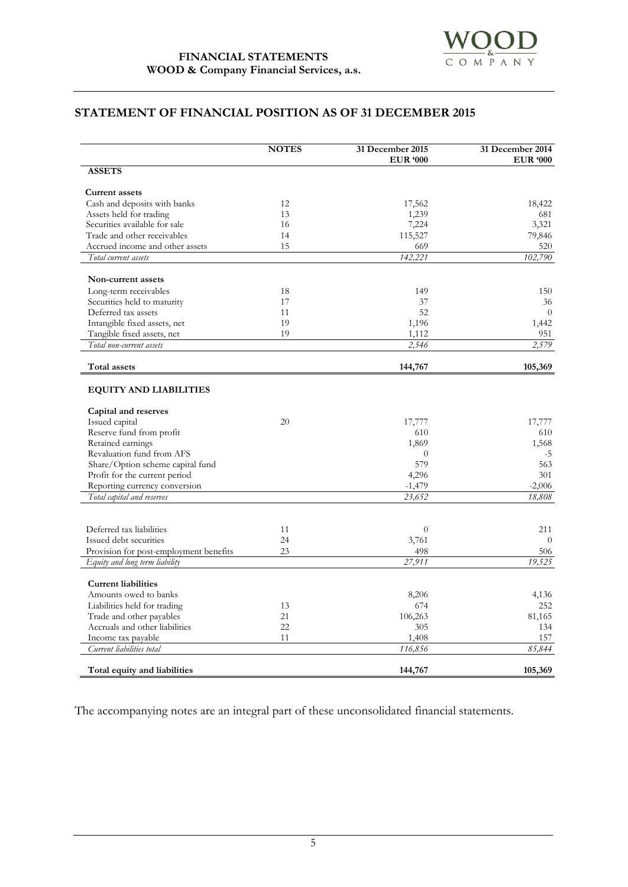**FINANCIAL STATEMENTS**
**WOOD & Company Financial Services, a.s.**

## STATEMENT OF FINANCIAL POSITION AS OF 31 DECEMBER 2015

| | NOTES | 31 December 2015 EUR '000 | 31 December 2014 EUR '000 |
|---|---|---|---|
| **ASSETS** | | | |
| **Current assets** | | | |
| Cash and deposits with banks | 12 | 17,562 | 18,422 |
| Assets held for trading | 13 | 1,239 | 681 |
| Securities available for sale | 16 | 7,224 | 3,321 |
| Trade and other receivables | 14 | 115,527 | 79,846 |
| Accrued income and other assets | 15 | 669 | 520 |
| *Total current assets* | | *142,221* | *102,790* |
| **Non-current assets** | | | |
| Long-term receivables | 18 | 149 | 150 |
| Securities held to maturity | 17 | 37 | 36 |
| Deferred tax assets | 11 | 52 | 0 |
| Intangible fixed assets, net | 19 | 1,196 | 1,442 |
| Tangible fixed assets, net | 19 | 1,112 | 951 |
| *Total non-current assets* | | *2,546* | *2,579* |
| **Total assets** | | **144,767** | **105,369** |
| **EQUITY AND LIABILITIES** | | | |
| **Capital and reserves** | | | |
| Issued capital | 20 | 17,777 | 17,777 |
| Reserve fund from profit | | 610 | 610 |
| Retained earnings | | 1,869 | 1,568 |
| Revaluation fund from AFS | | 0 | -5 |
| Share/Option scheme capital fund | | 579 | 563 |
| Profit for the current period | | 4,296 | 301 |
| Reporting currency conversion | | -1,479 | -2,006 |
| *Total capital and reserves* | | *23,652* | *18,808* |
| Deferred tax liabilities | 11 | 0 | 211 |
| Issued debt securities | 24 | 3,761 | 0 |
| Provision for post-employment benefits | 23 | 498 | 506 |
| *Equity and long term liability* | | *27,911* | *19,525* |
| **Current liabilities** | | | |
| Amounts owed to banks | | 8,206 | 4,136 |
| Liabilities held for trading | 13 | 674 | 252 |
| Trade and other payables | 21 | 106,263 | 81,165 |
| Accruals and other liabilities | 22 | 305 | 134 |
| Income tax payable | 11 | 1,408 | 157 |
| *Current liabilities total* | | *116,856* | *85,844* |
| **Total equity and liabilities** | | **144,767** | **105,369** |

The accompanying notes are an integral part of these unconsolidated financial statements.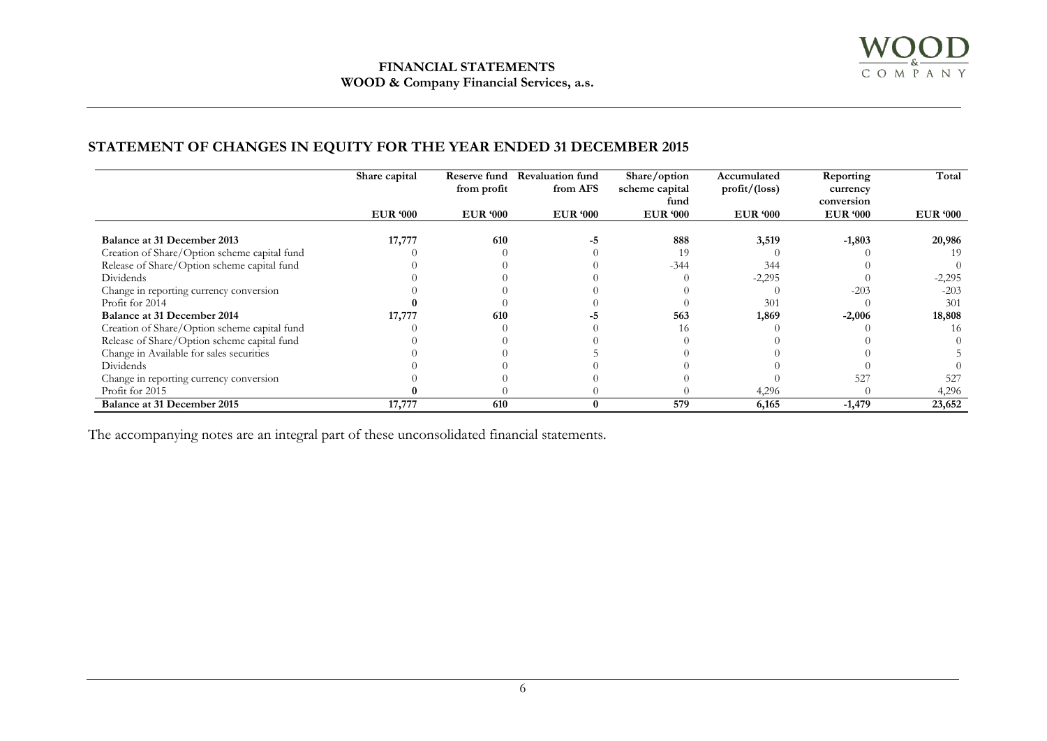## STATEMENT OF CHANGES IN EQUITY FOR THE YEAR ENDED 31 DECEMBER 2015

| | Share capital | Reserve fund from profit | Revaluation fund from AFS | Share/option scheme capital fund | Accumulated profit/(loss) | Reporting currency conversion | Total |
|---|---|---|---|---|---|---|---|
| | EUR '000 | EUR '000 | EUR '000 | EUR '000 | EUR '000 | EUR '000 | EUR '000 |
| **Balance at 31 December 2013** | **17,777** | **610** | **-5** | **888** | **3,519** | **-1,803** | **20,986** |
| Creation of Share/Option scheme capital fund | 0 | 0 | 0 | 19 | 0 | 0 | 19 |
| Release of Share/Option scheme capital fund | 0 | 0 | 0 | -344 | 344 | 0 | 0 |
| Dividends | 0 | 0 | 0 | 0 | -2,295 | 0 | -2,295 |
| Change in reporting currency conversion | 0 | 0 | 0 | 0 | 0 | -203 | -203 |
| Profit for 2014 | **0** | 0 | 0 | 0 | 301 | 0 | 301 |
| **Balance at 31 December 2014** | **17,777** | **610** | **-5** | **563** | **1,869** | **-2,006** | **18,808** |
| Creation of Share/Option scheme capital fund | 0 | 0 | 0 | 16 | 0 | 0 | 16 |
| Release of Share/Option scheme capital fund | 0 | 0 | 0 | 0 | 0 | 0 | 0 |
| Change in Available for sales securities | 0 | 0 | 5 | 0 | 0 | 0 | 5 |
| Dividends | 0 | 0 | 0 | 0 | 0 | 0 | 0 |
| Change in reporting currency conversion | 0 | 0 | 0 | 0 | 0 | 527 | 527 |
| Profit for 2015 | **0** | 0 | 0 | 0 | 4,296 | 0 | 4,296 |
| **Balance at 31 December 2015** | **17,777** | **610** | **0** | **579** | **6,165** | **-1,479** | **23,652** |

The accompanying notes are an integral part of these unconsolidated financial statements.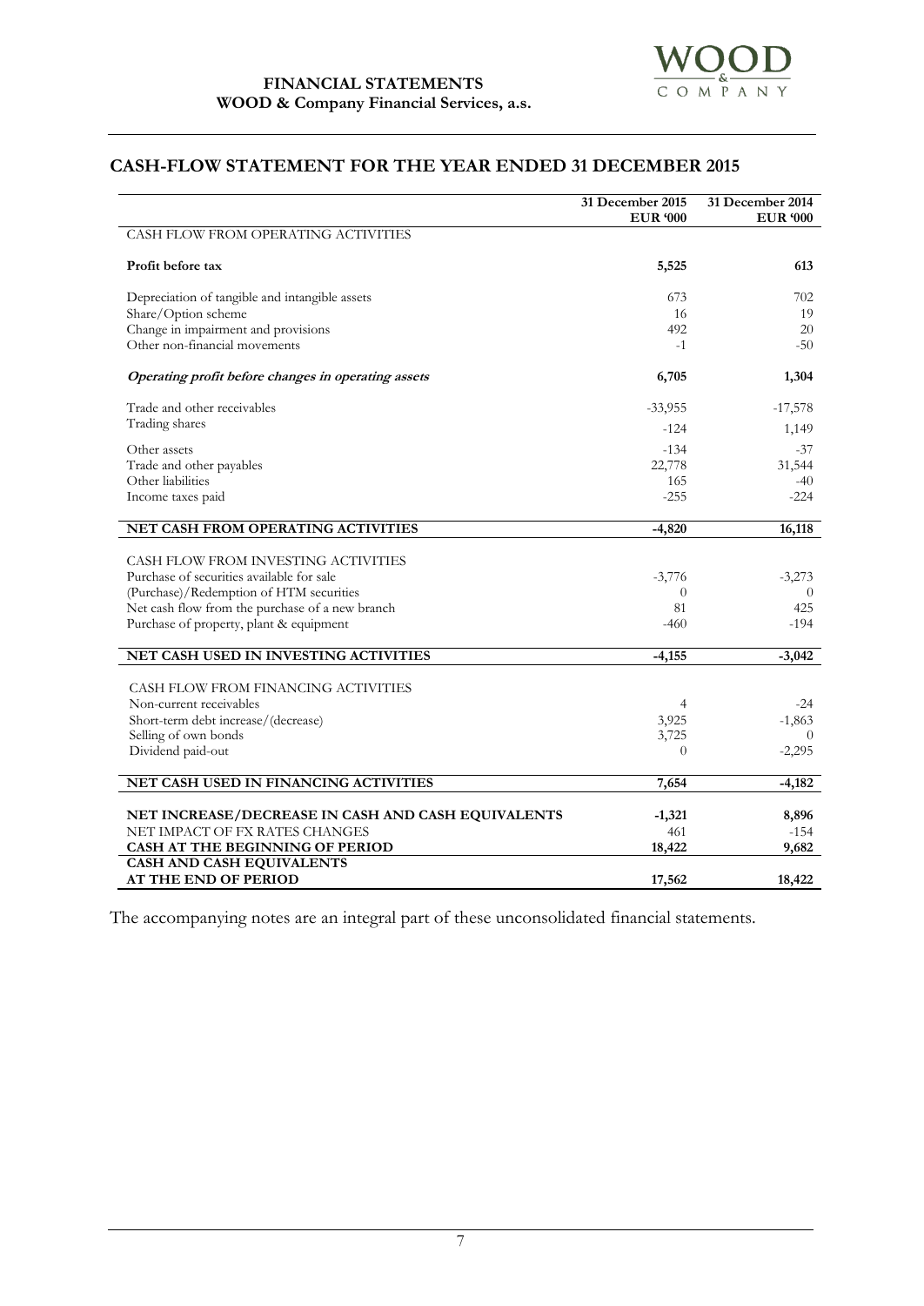**FINANCIAL STATEMENTS**
**WOOD & Company Financial Services, a.s.**

## CASH-FLOW STATEMENT FOR THE YEAR ENDED 31 DECEMBER 2015

| | 31 December 2015 EUR '000 | 31 December 2014 EUR '000 |
|---|---|---|
| CASH FLOW FROM OPERATING ACTIVITIES | | |
| **Profit before tax** | **5,525** | **613** |
| Depreciation of tangible and intangible assets | 673 | 702 |
| Share/Option scheme | 16 | 19 |
| Change in impairment and provisions | 492 | 20 |
| Other non-financial movements | -1 | -50 |
| ***Operating profit before changes in operating assets*** | **6,705** | **1,304** |
| Trade and other receivables | -33,955 | -17,578 |
| Trading shares | -124 | 1,149 |
| Other assets | -134 | -37 |
| Trade and other payables | 22,778 | 31,544 |
| Other liabilities | 165 | -40 |
| Income taxes paid | -255 | -224 |
| **NET CASH FROM OPERATING ACTIVITIES** | **-4,820** | **16,118** |
| CASH FLOW FROM INVESTING ACTIVITIES | | |
| Purchase of securities available for sale | -3,776 | -3,273 |
| (Purchase)/Redemption of HTM securities | 0 | 0 |
| Net cash flow from the purchase of a new branch | 81 | 425 |
| Purchase of property, plant & equipment | -460 | -194 |
| **NET CASH USED IN INVESTING ACTIVITIES** | **-4,155** | **-3,042** |
| CASH FLOW FROM FINANCING ACTIVITIES | | |
| Non-current receivables | 4 | -24 |
| Short-term debt increase/(decrease) | 3,925 | -1,863 |
| Selling of own bonds | 3,725 | 0 |
| Dividend paid-out | 0 | -2,295 |
| **NET CASH USED IN FINANCING ACTIVITIES** | **7,654** | **-4,182** |
| **NET INCREASE/DECREASE IN CASH AND CASH EQUIVALENTS** | **-1,321** | **8,896** |
| NET IMPACT OF FX RATES CHANGES | 461 | -154 |
| **CASH AT THE BEGINNING OF PERIOD** | **18,422** | **9,682** |
| **CASH AND CASH EQUIVALENTS AT THE END OF PERIOD** | **17,562** | **18,422** |

The accompanying notes are an integral part of these unconsolidated financial statements.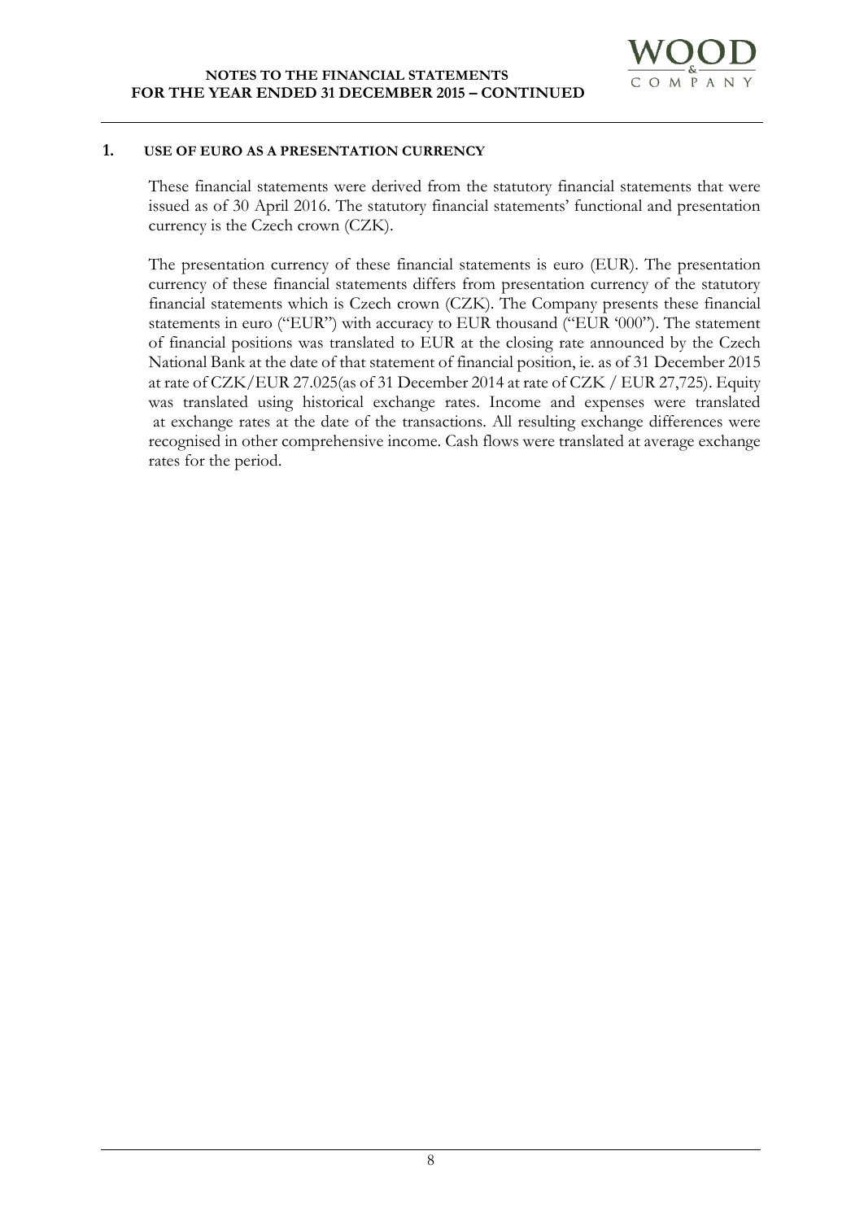## 1. USE OF EURO AS A PRESENTATION CURRENCY

These financial statements were derived from the statutory financial statements that were issued as of 30 April 2016. The statutory financial statements' functional and presentation currency is the Czech crown (CZK).

The presentation currency of these financial statements is euro (EUR). The presentation currency of these financial statements differs from presentation currency of the statutory financial statements which is Czech crown (CZK). The Company presents these financial statements in euro ("EUR") with accuracy to EUR thousand ("EUR '000"). The statement of financial positions was translated to EUR at the closing rate announced by the Czech National Bank at the date of that statement of financial position, ie. as of 31 December 2015 at rate of CZK/EUR 27.025(as of 31 December 2014 at rate of CZK / EUR 27,725). Equity was translated using historical exchange rates. Income and expenses were translated at exchange rates at the date of the transactions. All resulting exchange differences were recognised in other comprehensive income. Cash flows were translated at average exchange rates for the period.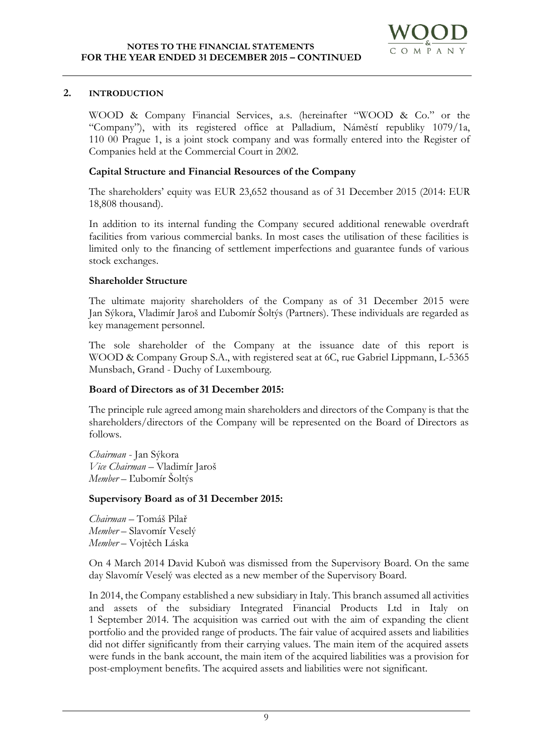## 2. INTRODUCTION

WOOD & Company Financial Services, a.s. (hereinafter "WOOD & Co." or the "Company"), with its registered office at Palladium, Náměstí republiky 1079/1a, 110 00 Prague 1, is a joint stock company and was formally entered into the Register of Companies held at the Commercial Court in 2002.

**Capital Structure and Financial Resources of the Company**

The shareholders' equity was EUR 23,652 thousand as of 31 December 2015 (2014: EUR 18,808 thousand).

In addition to its internal funding the Company secured additional renewable overdraft facilities from various commercial banks. In most cases the utilisation of these facilities is limited only to the financing of settlement imperfections and guarantee funds of various stock exchanges.

**Shareholder Structure**

The ultimate majority shareholders of the Company as of 31 December 2015 were Jan Sýkora, Vladimír Jaroš and Ľubomír Šoltýs (Partners). These individuals are regarded as key management personnel.

The sole shareholder of the Company at the issuance date of this report is WOOD & Company Group S.A., with registered seat at 6C, rue Gabriel Lippmann, L-5365 Munsbach, Grand - Duchy of Luxembourg.

**Board of Directors as of 31 December 2015:**

The principle rule agreed among main shareholders and directors of the Company is that the shareholders/directors of the Company will be represented on the Board of Directors as follows.

*Chairman* - Jan Sýkora
*Vice Chairman* – Vladimír Jaroš
*Member* – Ľubomír Šoltýs

**Supervisory Board as of 31 December 2015:**

*Chairman* – Tomáš Pilař
*Member* – Slavomír Veselý
*Member* – Vojtěch Láska

On 4 March 2014 David Kuboň was dismissed from the Supervisory Board. On the same day Slavomír Veselý was elected as a new member of the Supervisory Board.

In 2014, the Company established a new subsidiary in Italy. This branch assumed all activities and assets of the subsidiary Integrated Financial Products Ltd in Italy on 1 September 2014. The acquisition was carried out with the aim of expanding the client portfolio and the provided range of products. The fair value of acquired assets and liabilities did not differ significantly from their carrying values. The main item of the acquired assets were funds in the bank account, the main item of the acquired liabilities was a provision for post-employment benefits. The acquired assets and liabilities were not significant.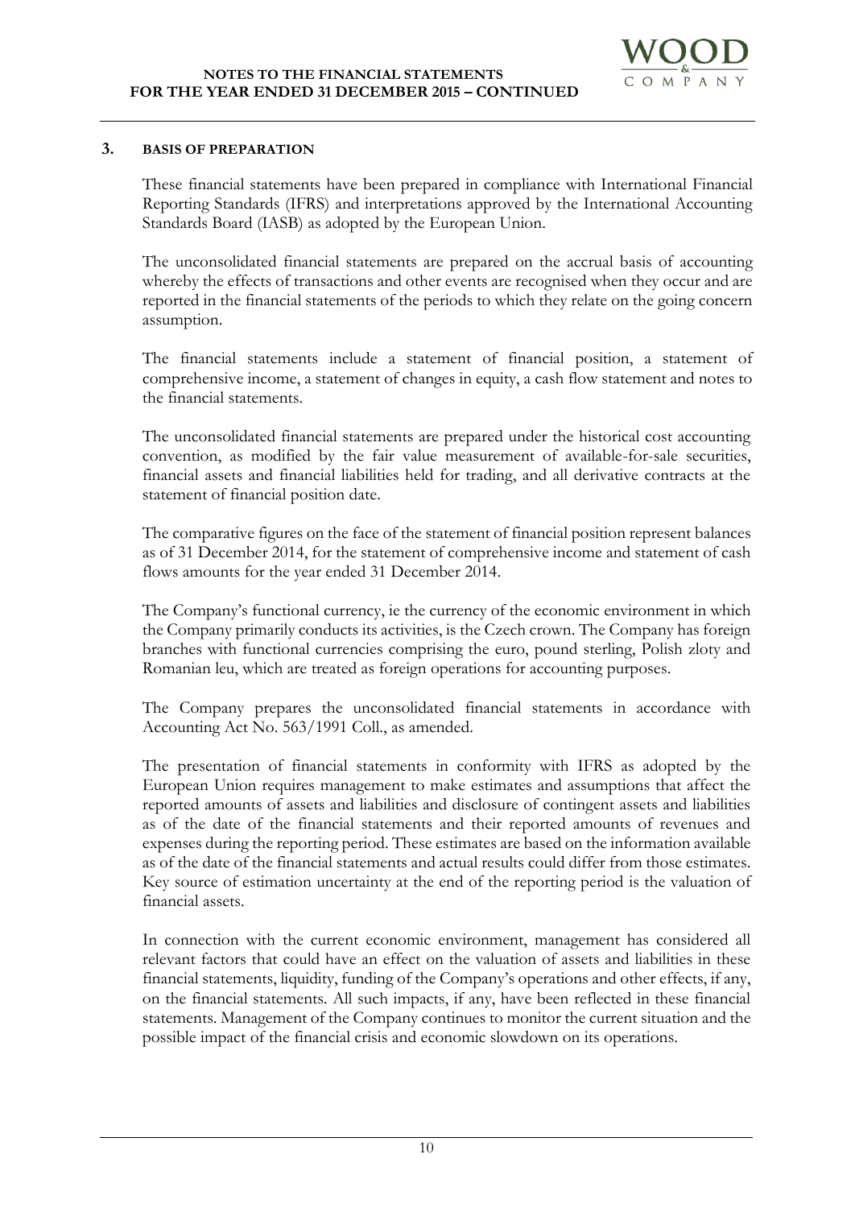## 3. BASIS OF PREPARATION

These financial statements have been prepared in compliance with International Financial Reporting Standards (IFRS) and interpretations approved by the International Accounting Standards Board (IASB) as adopted by the European Union.

The unconsolidated financial statements are prepared on the accrual basis of accounting whereby the effects of transactions and other events are recognised when they occur and are reported in the financial statements of the periods to which they relate on the going concern assumption.

The financial statements include a statement of financial position, a statement of comprehensive income, a statement of changes in equity, a cash flow statement and notes to the financial statements.

The unconsolidated financial statements are prepared under the historical cost accounting convention, as modified by the fair value measurement of available-for-sale securities, financial assets and financial liabilities held for trading, and all derivative contracts at the statement of financial position date.

The comparative figures on the face of the statement of financial position represent balances as of 31 December 2014, for the statement of comprehensive income and statement of cash flows amounts for the year ended 31 December 2014.

The Company's functional currency, ie the currency of the economic environment in which the Company primarily conducts its activities, is the Czech crown. The Company has foreign branches with functional currencies comprising the euro, pound sterling, Polish zloty and Romanian leu, which are treated as foreign operations for accounting purposes.

The Company prepares the unconsolidated financial statements in accordance with Accounting Act No. 563/1991 Coll., as amended.

The presentation of financial statements in conformity with IFRS as adopted by the European Union requires management to make estimates and assumptions that affect the reported amounts of assets and liabilities and disclosure of contingent assets and liabilities as of the date of the financial statements and their reported amounts of revenues and expenses during the reporting period. These estimates are based on the information available as of the date of the financial statements and actual results could differ from those estimates. Key source of estimation uncertainty at the end of the reporting period is the valuation of financial assets.

In connection with the current economic environment, management has considered all relevant factors that could have an effect on the valuation of assets and liabilities in these financial statements, liquidity, funding of the Company's operations and other effects, if any, on the financial statements. All such impacts, if any, have been reflected in these financial statements. Management of the Company continues to monitor the current situation and the possible impact of the financial crisis and economic slowdown on its operations.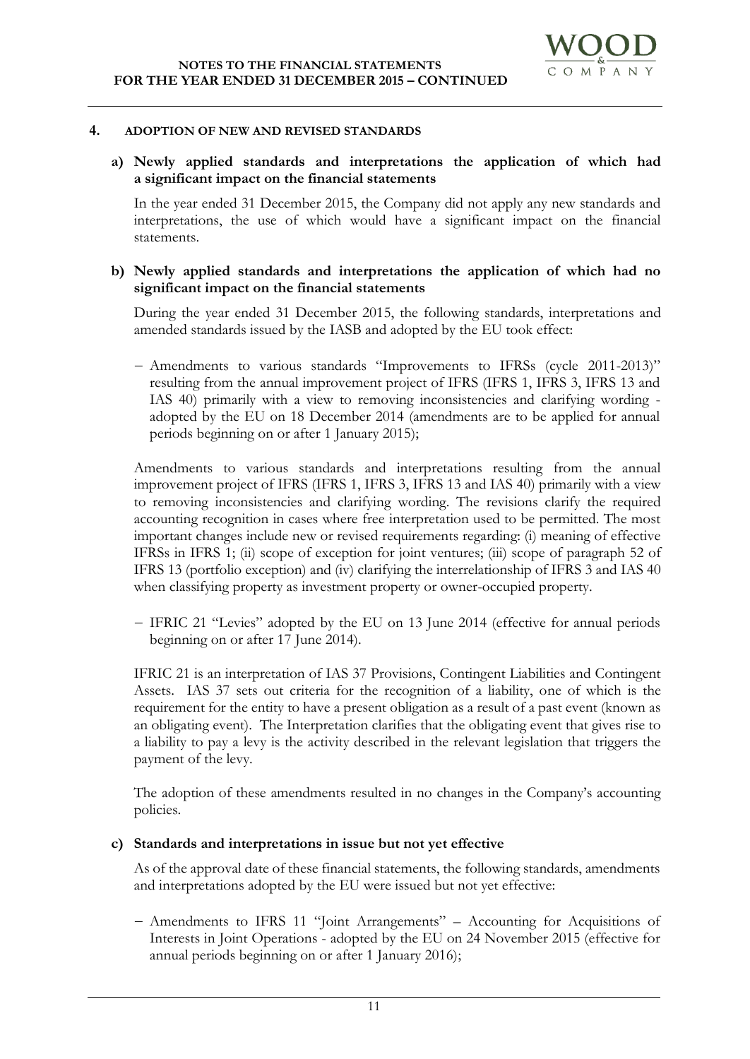## 4. ADOPTION OF NEW AND REVISED STANDARDS

### a) Newly applied standards and interpretations the application of which had a significant impact on the financial statements

In the year ended 31 December 2015, the Company did not apply any new standards and interpretations, the use of which would have a significant impact on the financial statements.

### b) Newly applied standards and interpretations the application of which had no significant impact on the financial statements

During the year ended 31 December 2015, the following standards, interpretations and amended standards issued by the IASB and adopted by the EU took effect:

- Amendments to various standards "Improvements to IFRSs (cycle 2011-2013)" resulting from the annual improvement project of IFRS (IFRS 1, IFRS 3, IFRS 13 and IAS 40) primarily with a view to removing inconsistencies and clarifying wording - adopted by the EU on 18 December 2014 (amendments are to be applied for annual periods beginning on or after 1 January 2015);

Amendments to various standards and interpretations resulting from the annual improvement project of IFRS (IFRS 1, IFRS 3, IFRS 13 and IAS 40) primarily with a view to removing inconsistencies and clarifying wording. The revisions clarify the required accounting recognition in cases where free interpretation used to be permitted. The most important changes include new or revised requirements regarding: (i) meaning of effective IFRSs in IFRS 1; (ii) scope of exception for joint ventures; (iii) scope of paragraph 52 of IFRS 13 (portfolio exception) and (iv) clarifying the interrelationship of IFRS 3 and IAS 40 when classifying property as investment property or owner-occupied property.

- IFRIC 21 "Levies" adopted by the EU on 13 June 2014 (effective for annual periods beginning on or after 17 June 2014).

IFRIC 21 is an interpretation of IAS 37 Provisions, Contingent Liabilities and Contingent Assets. IAS 37 sets out criteria for the recognition of a liability, one of which is the requirement for the entity to have a present obligation as a result of a past event (known as an obligating event). The Interpretation clarifies that the obligating event that gives rise to a liability to pay a levy is the activity described in the relevant legislation that triggers the payment of the levy.

The adoption of these amendments resulted in no changes in the Company's accounting policies.

### c) Standards and interpretations in issue but not yet effective

As of the approval date of these financial statements, the following standards, amendments and interpretations adopted by the EU were issued but not yet effective:

- Amendments to IFRS 11 "Joint Arrangements" – Accounting for Acquisitions of Interests in Joint Operations - adopted by the EU on 24 November 2015 (effective for annual periods beginning on or after 1 January 2016);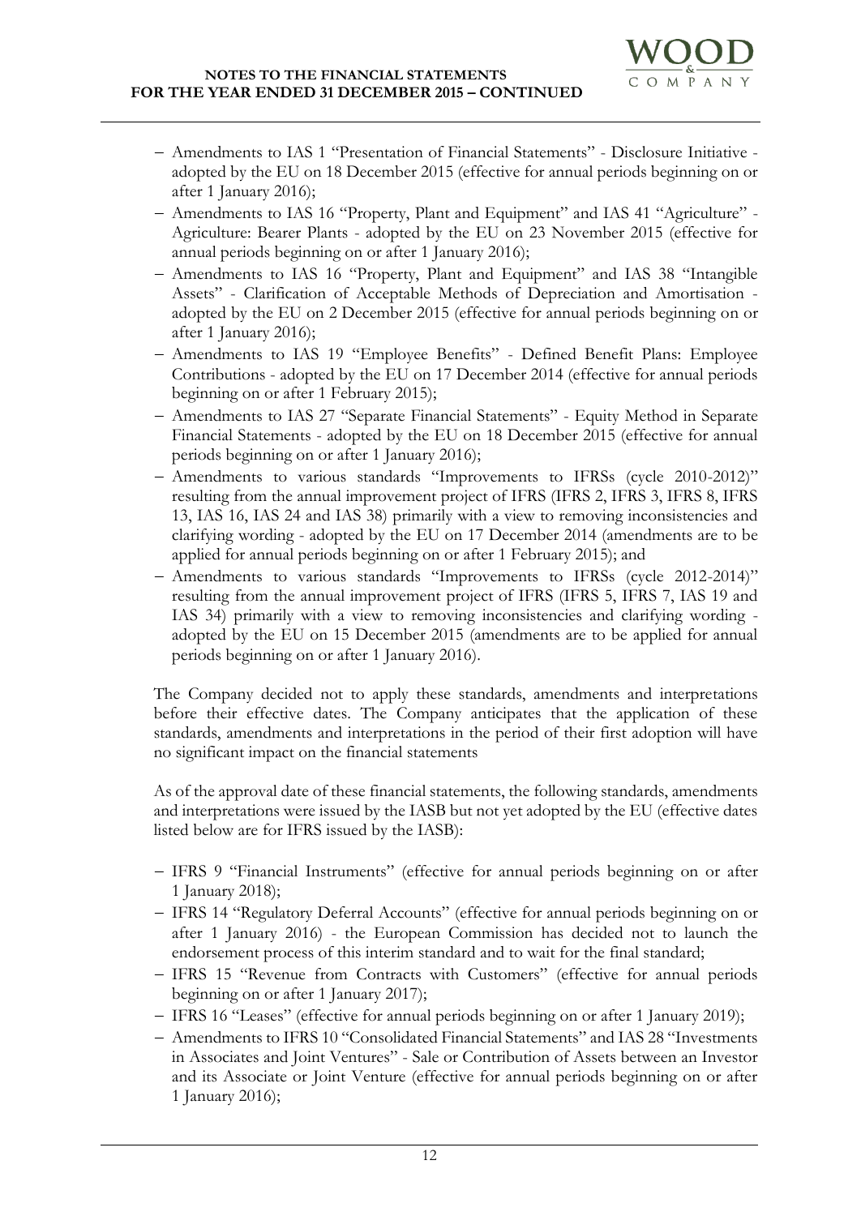- Amendments to IAS 1 "Presentation of Financial Statements" - Disclosure Initiative - adopted by the EU on 18 December 2015 (effective for annual periods beginning on or after 1 January 2016);
- Amendments to IAS 16 "Property, Plant and Equipment" and IAS 41 "Agriculture" - Agriculture: Bearer Plants - adopted by the EU on 23 November 2015 (effective for annual periods beginning on or after 1 January 2016);
- Amendments to IAS 16 "Property, Plant and Equipment" and IAS 38 "Intangible Assets" - Clarification of Acceptable Methods of Depreciation and Amortisation - adopted by the EU on 2 December 2015 (effective for annual periods beginning on or after 1 January 2016);
- Amendments to IAS 19 "Employee Benefits" - Defined Benefit Plans: Employee Contributions - adopted by the EU on 17 December 2014 (effective for annual periods beginning on or after 1 February 2015);
- Amendments to IAS 27 "Separate Financial Statements" - Equity Method in Separate Financial Statements - adopted by the EU on 18 December 2015 (effective for annual periods beginning on or after 1 January 2016);
- Amendments to various standards "Improvements to IFRSs (cycle 2010-2012)" resulting from the annual improvement project of IFRS (IFRS 2, IFRS 3, IFRS 8, IFRS 13, IAS 16, IAS 24 and IAS 38) primarily with a view to removing inconsistencies and clarifying wording - adopted by the EU on 17 December 2014 (amendments are to be applied for annual periods beginning on or after 1 February 2015); and
- Amendments to various standards "Improvements to IFRSs (cycle 2012-2014)" resulting from the annual improvement project of IFRS (IFRS 5, IFRS 7, IAS 19 and IAS 34) primarily with a view to removing inconsistencies and clarifying wording - adopted by the EU on 15 December 2015 (amendments are to be applied for annual periods beginning on or after 1 January 2016).

The Company decided not to apply these standards, amendments and interpretations before their effective dates. The Company anticipates that the application of these standards, amendments and interpretations in the period of their first adoption will have no significant impact on the financial statements

As of the approval date of these financial statements, the following standards, amendments and interpretations were issued by the IASB but not yet adopted by the EU (effective dates listed below are for IFRS issued by the IASB):

- IFRS 9 "Financial Instruments" (effective for annual periods beginning on or after 1 January 2018);
- IFRS 14 "Regulatory Deferral Accounts" (effective for annual periods beginning on or after 1 January 2016) - the European Commission has decided not to launch the endorsement process of this interim standard and to wait for the final standard;
- IFRS 15 "Revenue from Contracts with Customers" (effective for annual periods beginning on or after 1 January 2017);
- IFRS 16 "Leases" (effective for annual periods beginning on or after 1 January 2019);
- Amendments to IFRS 10 "Consolidated Financial Statements" and IAS 28 "Investments in Associates and Joint Ventures" - Sale or Contribution of Assets between an Investor and its Associate or Joint Venture (effective for annual periods beginning on or after 1 January 2016);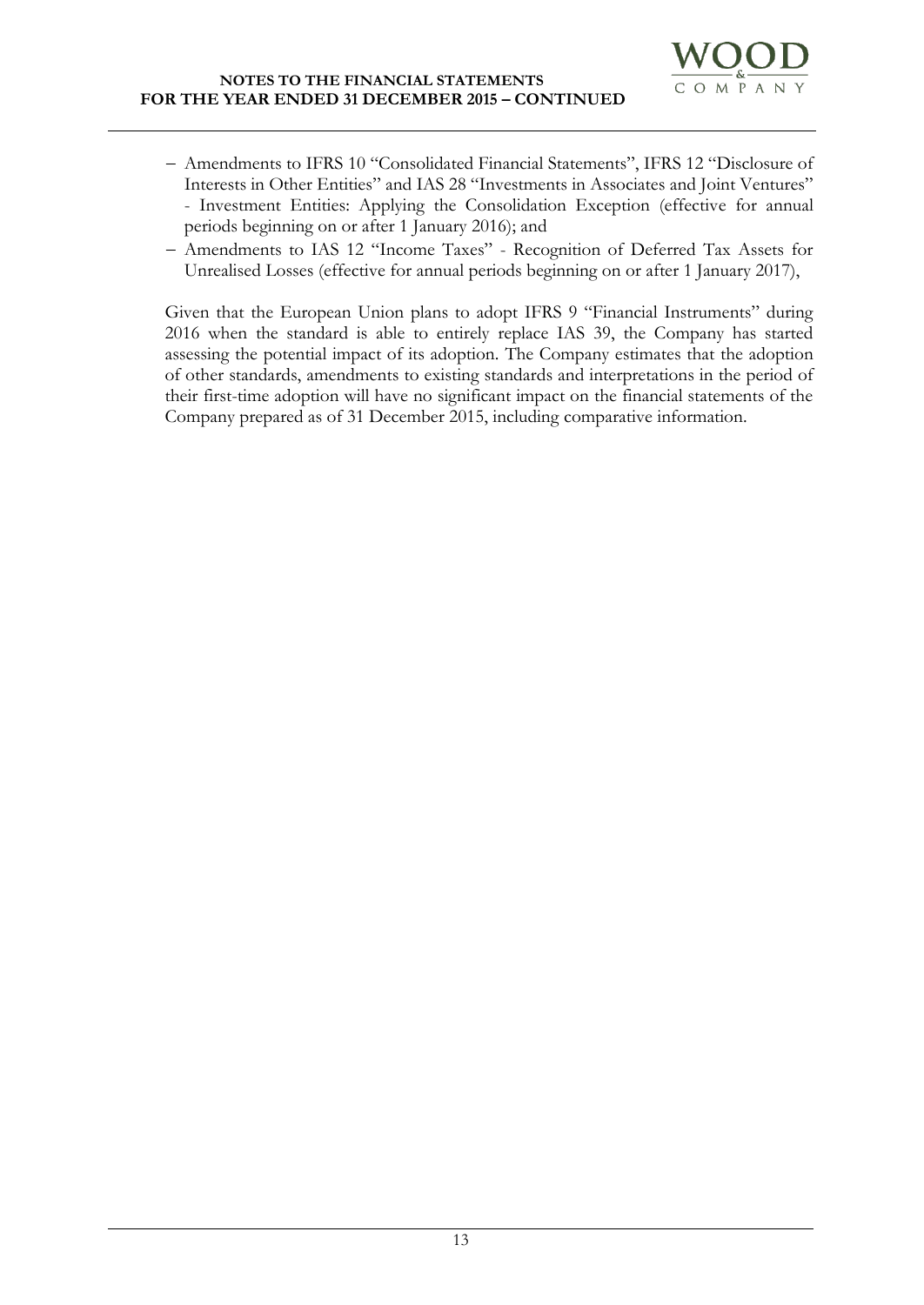- Amendments to IFRS 10 "Consolidated Financial Statements", IFRS 12 "Disclosure of Interests in Other Entities" and IAS 28 "Investments in Associates and Joint Ventures" - Investment Entities: Applying the Consolidation Exception (effective for annual periods beginning on or after 1 January 2016); and
- Amendments to IAS 12 "Income Taxes" - Recognition of Deferred Tax Assets for Unrealised Losses (effective for annual periods beginning on or after 1 January 2017),

Given that the European Union plans to adopt IFRS 9 "Financial Instruments" during 2016 when the standard is able to entirely replace IAS 39, the Company has started assessing the potential impact of its adoption. The Company estimates that the adoption of other standards, amendments to existing standards and interpretations in the period of their first-time adoption will have no significant impact on the financial statements of the Company prepared as of 31 December 2015, including comparative information.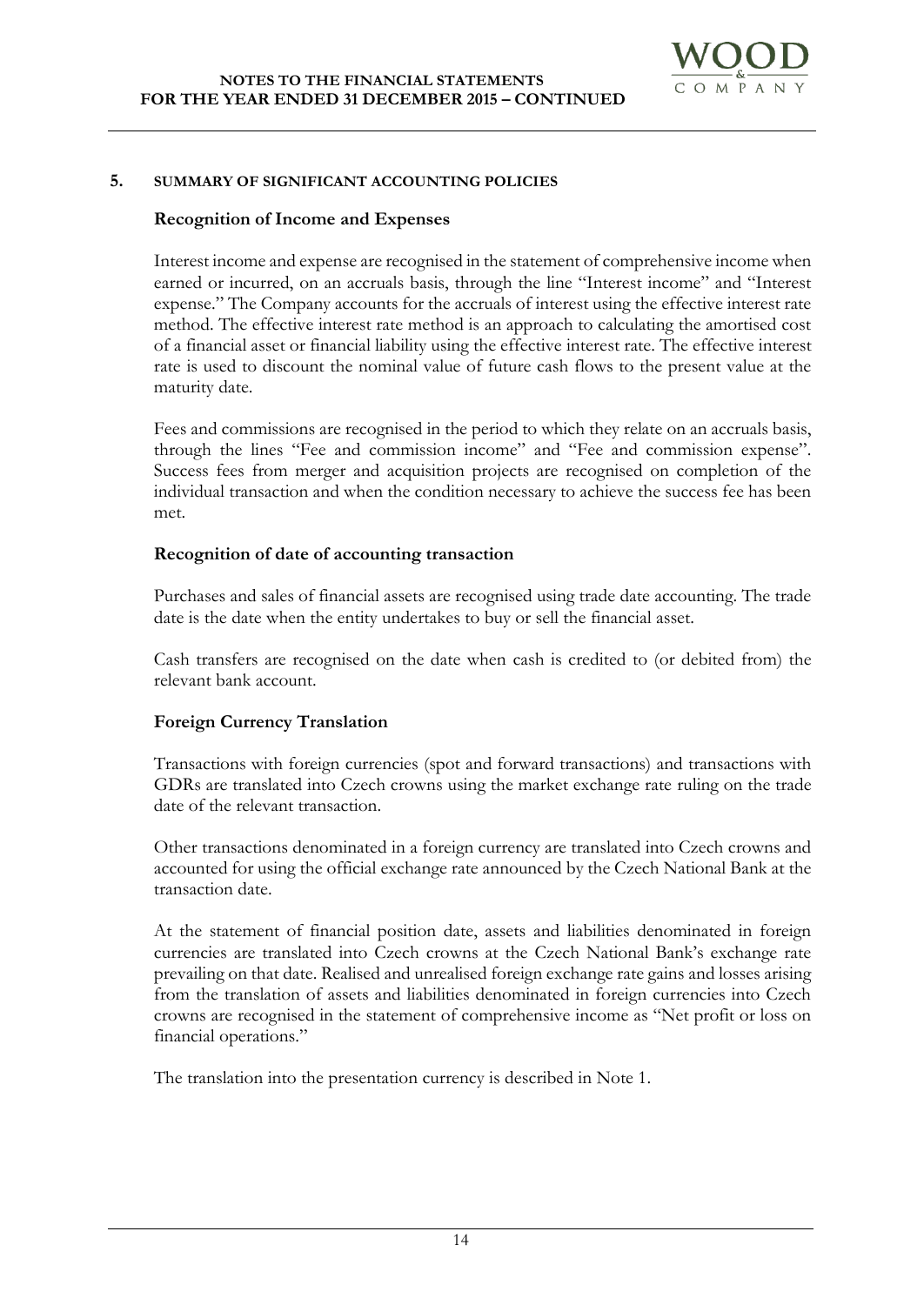## 5. SUMMARY OF SIGNIFICANT ACCOUNTING POLICIES

### Recognition of Income and Expenses

Interest income and expense are recognised in the statement of comprehensive income when earned or incurred, on an accruals basis, through the line "Interest income" and "Interest expense." The Company accounts for the accruals of interest using the effective interest rate method. The effective interest rate method is an approach to calculating the amortised cost of a financial asset or financial liability using the effective interest rate. The effective interest rate is used to discount the nominal value of future cash flows to the present value at the maturity date.

Fees and commissions are recognised in the period to which they relate on an accruals basis, through the lines "Fee and commission income" and "Fee and commission expense". Success fees from merger and acquisition projects are recognised on completion of the individual transaction and when the condition necessary to achieve the success fee has been met.

### Recognition of date of accounting transaction

Purchases and sales of financial assets are recognised using trade date accounting. The trade date is the date when the entity undertakes to buy or sell the financial asset.

Cash transfers are recognised on the date when cash is credited to (or debited from) the relevant bank account.

### Foreign Currency Translation

Transactions with foreign currencies (spot and forward transactions) and transactions with GDRs are translated into Czech crowns using the market exchange rate ruling on the trade date of the relevant transaction.

Other transactions denominated in a foreign currency are translated into Czech crowns and accounted for using the official exchange rate announced by the Czech National Bank at the transaction date.

At the statement of financial position date, assets and liabilities denominated in foreign currencies are translated into Czech crowns at the Czech National Bank's exchange rate prevailing on that date. Realised and unrealised foreign exchange rate gains and losses arising from the translation of assets and liabilities denominated in foreign currencies into Czech crowns are recognised in the statement of comprehensive income as "Net profit or loss on financial operations."

The translation into the presentation currency is described in Note 1.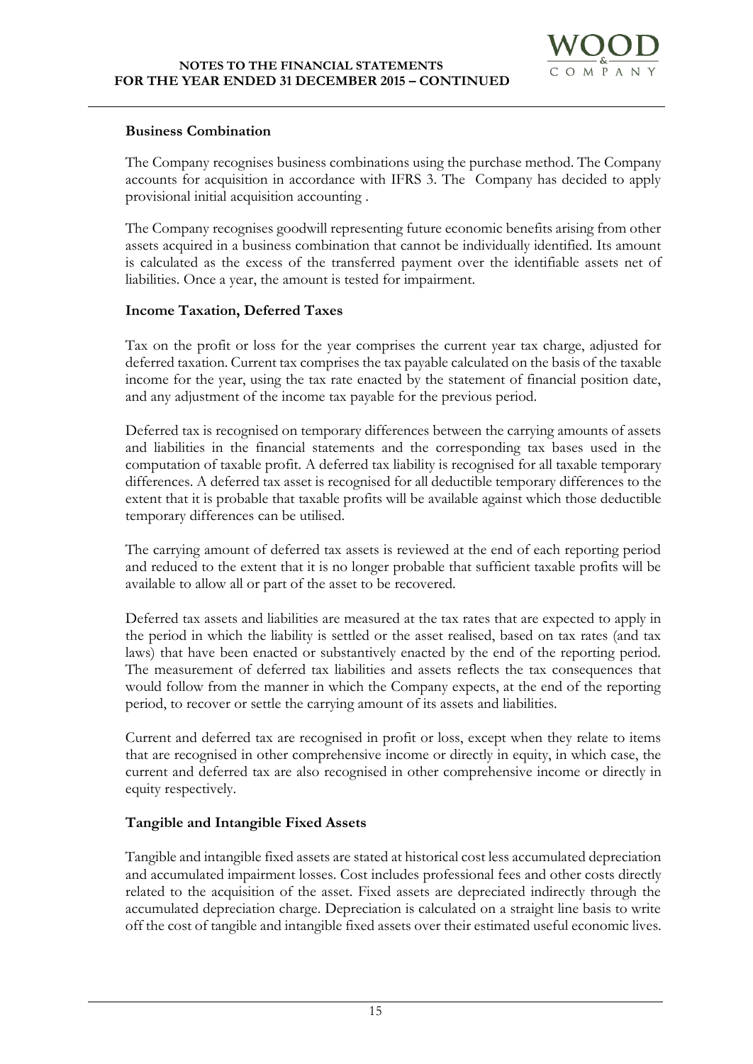### Business Combination

The Company recognises business combinations using the purchase method. The Company accounts for acquisition in accordance with IFRS 3. The Company has decided to apply provisional initial acquisition accounting .

The Company recognises goodwill representing future economic benefits arising from other assets acquired in a business combination that cannot be individually identified. Its amount is calculated as the excess of the transferred payment over the identifiable assets net of liabilities. Once a year, the amount is tested for impairment.

### Income Taxation, Deferred Taxes

Tax on the profit or loss for the year comprises the current year tax charge, adjusted for deferred taxation. Current tax comprises the tax payable calculated on the basis of the taxable income for the year, using the tax rate enacted by the statement of financial position date, and any adjustment of the income tax payable for the previous period.

Deferred tax is recognised on temporary differences between the carrying amounts of assets and liabilities in the financial statements and the corresponding tax bases used in the computation of taxable profit. A deferred tax liability is recognised for all taxable temporary differences. A deferred tax asset is recognised for all deductible temporary differences to the extent that it is probable that taxable profits will be available against which those deductible temporary differences can be utilised.

The carrying amount of deferred tax assets is reviewed at the end of each reporting period and reduced to the extent that it is no longer probable that sufficient taxable profits will be available to allow all or part of the asset to be recovered.

Deferred tax assets and liabilities are measured at the tax rates that are expected to apply in the period in which the liability is settled or the asset realised, based on tax rates (and tax laws) that have been enacted or substantively enacted by the end of the reporting period. The measurement of deferred tax liabilities and assets reflects the tax consequences that would follow from the manner in which the Company expects, at the end of the reporting period, to recover or settle the carrying amount of its assets and liabilities.

Current and deferred tax are recognised in profit or loss, except when they relate to items that are recognised in other comprehensive income or directly in equity, in which case, the current and deferred tax are also recognised in other comprehensive income or directly in equity respectively.

### Tangible and Intangible Fixed Assets

Tangible and intangible fixed assets are stated at historical cost less accumulated depreciation and accumulated impairment losses. Cost includes professional fees and other costs directly related to the acquisition of the asset. Fixed assets are depreciated indirectly through the accumulated depreciation charge. Depreciation is calculated on a straight line basis to write off the cost of tangible and intangible fixed assets over their estimated useful economic lives.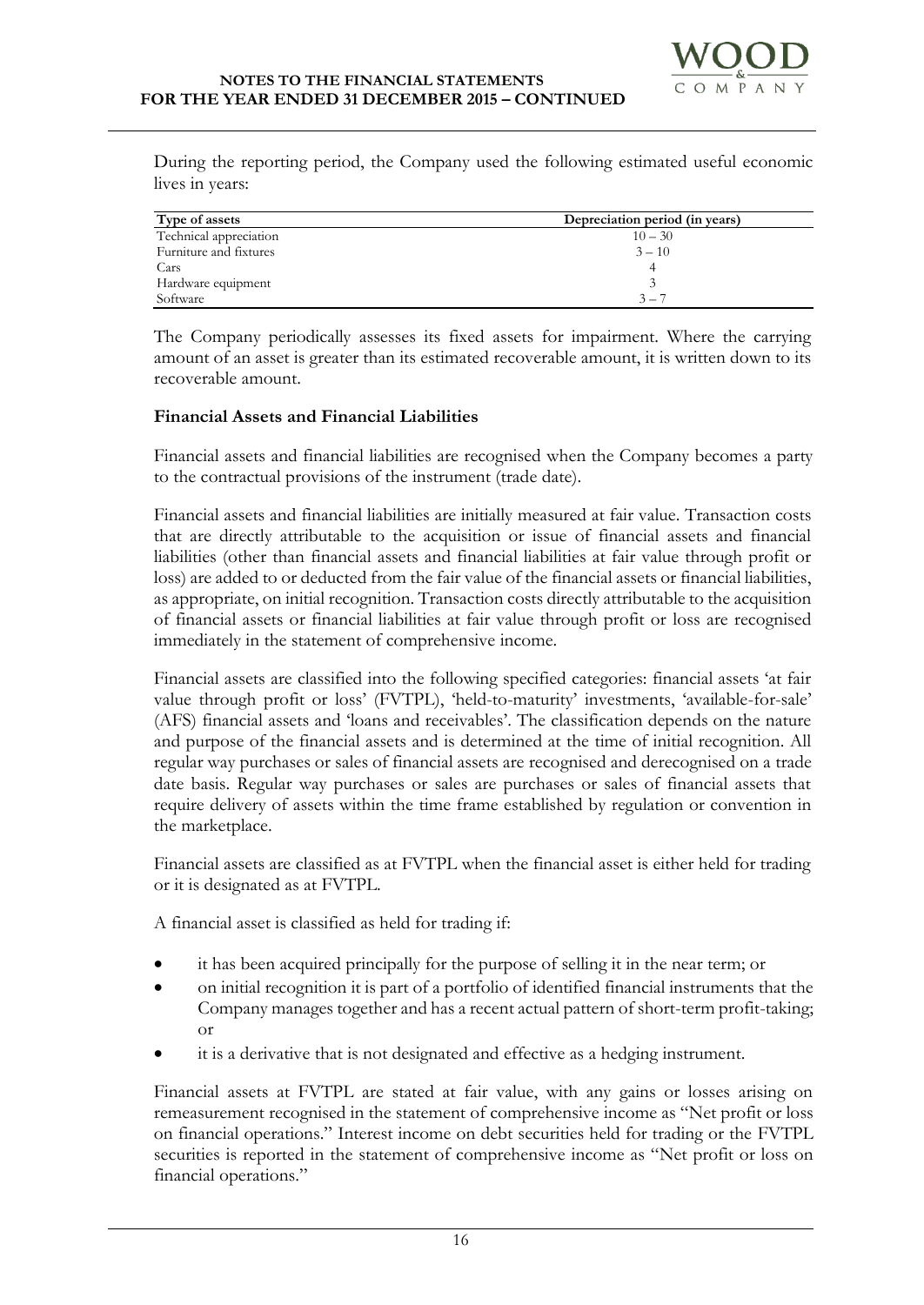During the reporting period, the Company used the following estimated useful economic lives in years:

| Type of assets | Depreciation period (in years) |
|---|---|
| Technical appreciation | 10 – 30 |
| Furniture and fixtures | 3 – 10 |
| Cars | 4 |
| Hardware equipment | 3 |
| Software | 3 – 7 |

The Company periodically assesses its fixed assets for impairment. Where the carrying amount of an asset is greater than its estimated recoverable amount, it is written down to its recoverable amount.

**Financial Assets and Financial Liabilities**

Financial assets and financial liabilities are recognised when the Company becomes a party to the contractual provisions of the instrument (trade date).

Financial assets and financial liabilities are initially measured at fair value. Transaction costs that are directly attributable to the acquisition or issue of financial assets and financial liabilities (other than financial assets and financial liabilities at fair value through profit or loss) are added to or deducted from the fair value of the financial assets or financial liabilities, as appropriate, on initial recognition. Transaction costs directly attributable to the acquisition of financial assets or financial liabilities at fair value through profit or loss are recognised immediately in the statement of comprehensive income.

Financial assets are classified into the following specified categories: financial assets 'at fair value through profit or loss' (FVTPL), 'held-to-maturity' investments, 'available-for-sale' (AFS) financial assets and 'loans and receivables'. The classification depends on the nature and purpose of the financial assets and is determined at the time of initial recognition. All regular way purchases or sales of financial assets are recognised and derecognised on a trade date basis. Regular way purchases or sales are purchases or sales of financial assets that require delivery of assets within the time frame established by regulation or convention in the marketplace.

Financial assets are classified as at FVTPL when the financial asset is either held for trading or it is designated as at FVTPL.

A financial asset is classified as held for trading if:

- it has been acquired principally for the purpose of selling it in the near term; or
- on initial recognition it is part of a portfolio of identified financial instruments that the Company manages together and has a recent actual pattern of short-term profit-taking; or
- it is a derivative that is not designated and effective as a hedging instrument.

Financial assets at FVTPL are stated at fair value, with any gains or losses arising on remeasurement recognised in the statement of comprehensive income as "Net profit or loss on financial operations." Interest income on debt securities held for trading or the FVTPL securities is reported in the statement of comprehensive income as "Net profit or loss on financial operations."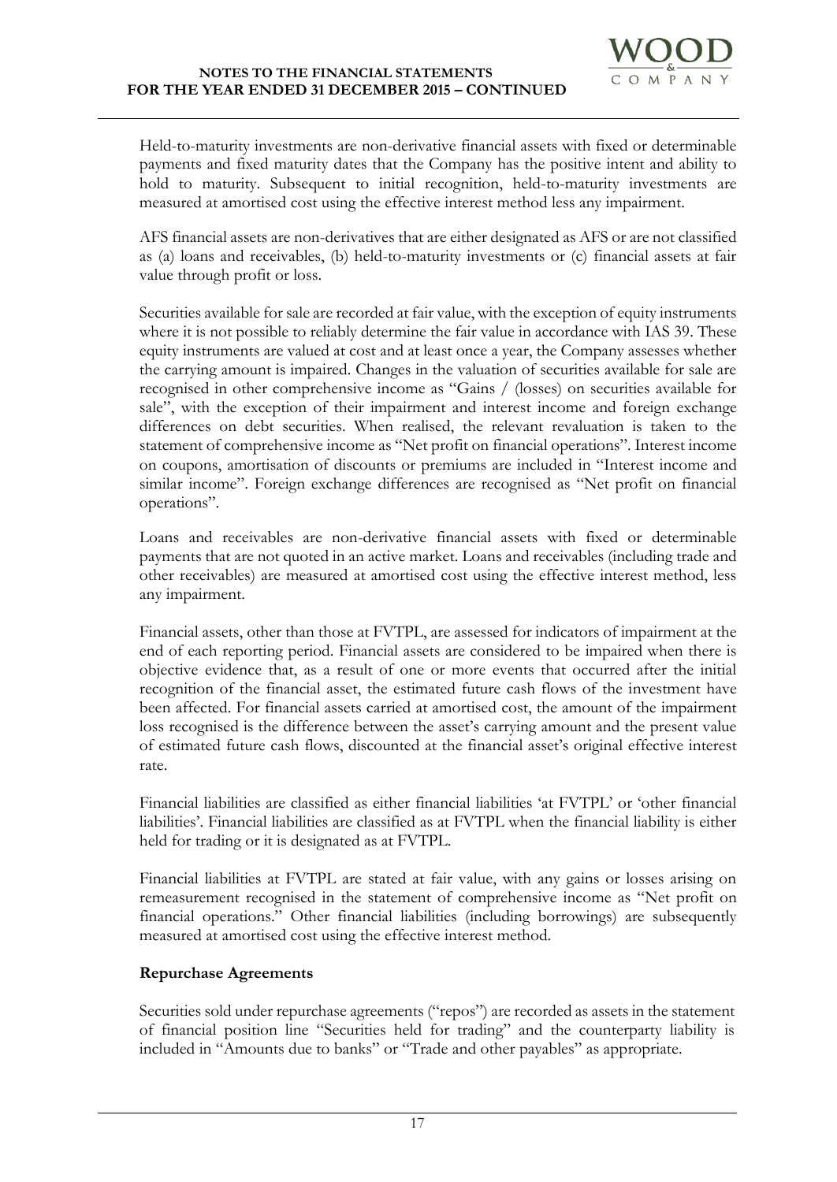Held-to-maturity investments are non-derivative financial assets with fixed or determinable payments and fixed maturity dates that the Company has the positive intent and ability to hold to maturity. Subsequent to initial recognition, held-to-maturity investments are measured at amortised cost using the effective interest method less any impairment.

AFS financial assets are non-derivatives that are either designated as AFS or are not classified as (a) loans and receivables, (b) held-to-maturity investments or (c) financial assets at fair value through profit or loss.

Securities available for sale are recorded at fair value, with the exception of equity instruments where it is not possible to reliably determine the fair value in accordance with IAS 39. These equity instruments are valued at cost and at least once a year, the Company assesses whether the carrying amount is impaired. Changes in the valuation of securities available for sale are recognised in other comprehensive income as "Gains / (losses) on securities available for sale", with the exception of their impairment and interest income and foreign exchange differences on debt securities. When realised, the relevant revaluation is taken to the statement of comprehensive income as "Net profit on financial operations". Interest income on coupons, amortisation of discounts or premiums are included in "Interest income and similar income". Foreign exchange differences are recognised as "Net profit on financial operations".

Loans and receivables are non-derivative financial assets with fixed or determinable payments that are not quoted in an active market. Loans and receivables (including trade and other receivables) are measured at amortised cost using the effective interest method, less any impairment.

Financial assets, other than those at FVTPL, are assessed for indicators of impairment at the end of each reporting period. Financial assets are considered to be impaired when there is objective evidence that, as a result of one or more events that occurred after the initial recognition of the financial asset, the estimated future cash flows of the investment have been affected. For financial assets carried at amortised cost, the amount of the impairment loss recognised is the difference between the asset's carrying amount and the present value of estimated future cash flows, discounted at the financial asset's original effective interest rate.

Financial liabilities are classified as either financial liabilities 'at FVTPL' or 'other financial liabilities'. Financial liabilities are classified as at FVTPL when the financial liability is either held for trading or it is designated as at FVTPL.

Financial liabilities at FVTPL are stated at fair value, with any gains or losses arising on remeasurement recognised in the statement of comprehensive income as "Net profit on financial operations." Other financial liabilities (including borrowings) are subsequently measured at amortised cost using the effective interest method.

**Repurchase Agreements**

Securities sold under repurchase agreements ("repos") are recorded as assets in the statement of financial position line "Securities held for trading" and the counterparty liability is included in "Amounts due to banks" or "Trade and other payables" as appropriate.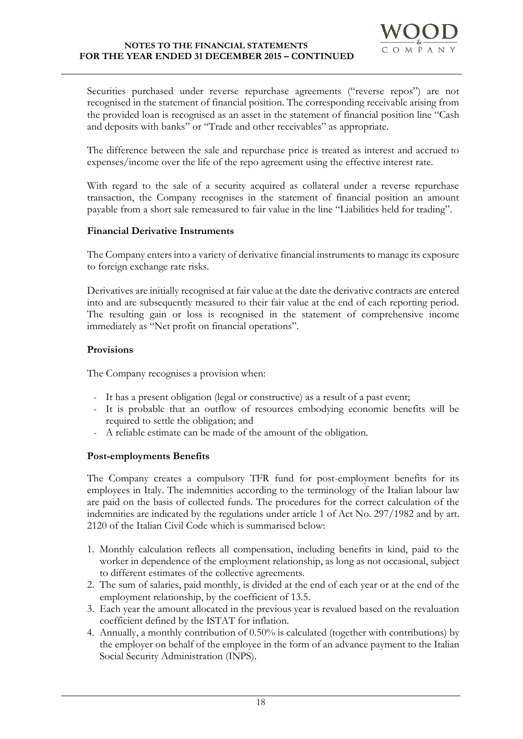Securities purchased under reverse repurchase agreements ("reverse repos") are not recognised in the statement of financial position. The corresponding receivable arising from the provided loan is recognised as an asset in the statement of financial position line "Cash and deposits with banks" or "Trade and other receivables" as appropriate.

The difference between the sale and repurchase price is treated as interest and accrued to expenses/income over the life of the repo agreement using the effective interest rate.

With regard to the sale of a security acquired as collateral under a reverse repurchase transaction, the Company recognises in the statement of financial position an amount payable from a short sale remeasured to fair value in the line "Liabilities held for trading".

**Financial Derivative Instruments**

The Company enters into a variety of derivative financial instruments to manage its exposure to foreign exchange rate risks.

Derivatives are initially recognised at fair value at the date the derivative contracts are entered into and are subsequently measured to their fair value at the end of each reporting period. The resulting gain or loss is recognised in the statement of comprehensive income immediately as "Net profit on financial operations".

**Provisions**

The Company recognises a provision when:

- It has a present obligation (legal or constructive) as a result of a past event;
- It is probable that an outflow of resources embodying economic benefits will be required to settle the obligation; and
- A reliable estimate can be made of the amount of the obligation.

**Post-employments Benefits**

The Company creates a compulsory TFR fund for post-employment benefits for its employees in Italy. The indemnities according to the terminology of the Italian labour law are paid on the basis of collected funds. The procedures for the correct calculation of the indemnities are indicated by the regulations under article 1 of Act No. 297/1982 and by art. 2120 of the Italian Civil Code which is summarised below:

1. Monthly calculation reflects all compensation, including benefits in kind, paid to the worker in dependence of the employment relationship, as long as not occasional, subject to different estimates of the collective agreements.
2. The sum of salaries, paid monthly, is divided at the end of each year or at the end of the employment relationship, by the coefficient of 13.5.
3. Each year the amount allocated in the previous year is revalued based on the revaluation coefficient defined by the ISTAT for inflation.
4. Annually, a monthly contribution of 0.50% is calculated (together with contributions) by the employer on behalf of the employee in the form of an advance payment to the Italian Social Security Administration (INPS).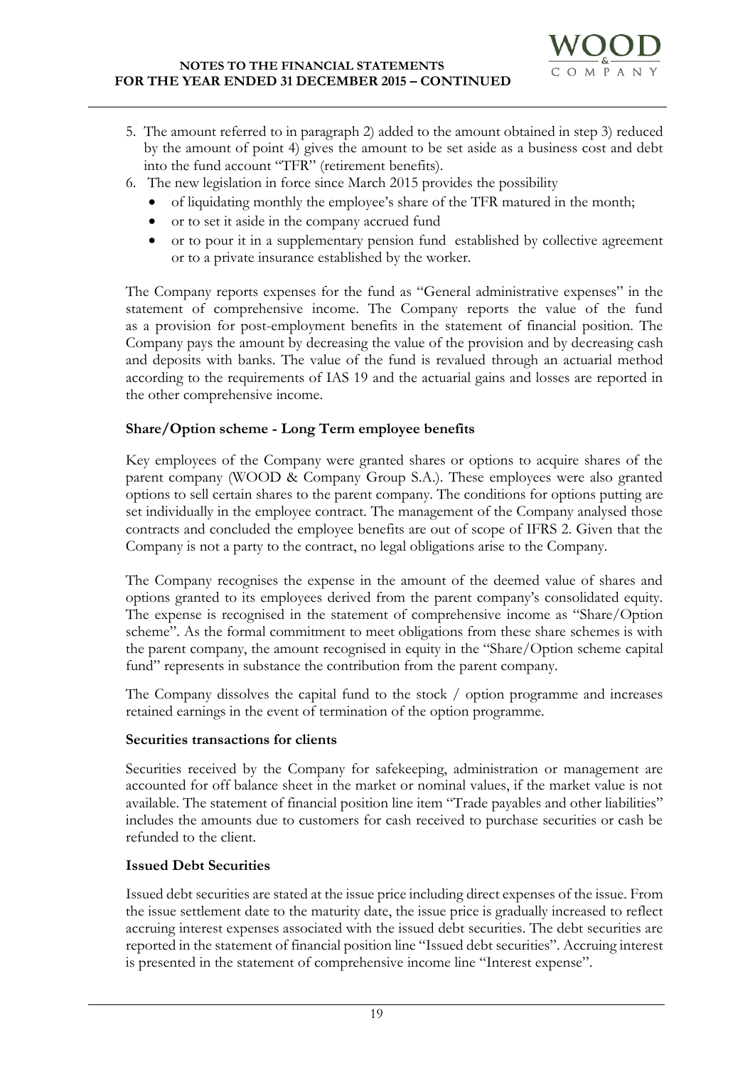5. The amount referred to in paragraph 2) added to the amount obtained in step 3) reduced by the amount of point 4) gives the amount to be set aside as a business cost and debt into the fund account "TFR" (retirement benefits).
6. The new legislation in force since March 2015 provides the possibility
   - of liquidating monthly the employee's share of the TFR matured in the month;
   - or to set it aside in the company accrued fund
   - or to pour it in a supplementary pension fund established by collective agreement or to a private insurance established by the worker.

The Company reports expenses for the fund as "General administrative expenses" in the statement of comprehensive income. The Company reports the value of the fund as a provision for post-employment benefits in the statement of financial position. The Company pays the amount by decreasing the value of the provision and by decreasing cash and deposits with banks. The value of the fund is revalued through an actuarial method according to the requirements of IAS 19 and the actuarial gains and losses are reported in the other comprehensive income.

### Share/Option scheme - Long Term employee benefits

Key employees of the Company were granted shares or options to acquire shares of the parent company (WOOD & Company Group S.A.). These employees were also granted options to sell certain shares to the parent company. The conditions for options putting are set individually in the employee contract. The management of the Company analysed those contracts and concluded the employee benefits are out of scope of IFRS 2. Given that the Company is not a party to the contract, no legal obligations arise to the Company.

The Company recognises the expense in the amount of the deemed value of shares and options granted to its employees derived from the parent company's consolidated equity. The expense is recognised in the statement of comprehensive income as "Share/Option scheme". As the formal commitment to meet obligations from these share schemes is with the parent company, the amount recognised in equity in the "Share/Option scheme capital fund" represents in substance the contribution from the parent company.

The Company dissolves the capital fund to the stock / option programme and increases retained earnings in the event of termination of the option programme.

### Securities transactions for clients

Securities received by the Company for safekeeping, administration or management are accounted for off balance sheet in the market or nominal values, if the market value is not available. The statement of financial position line item "Trade payables and other liabilities" includes the amounts due to customers for cash received to purchase securities or cash be refunded to the client.

### Issued Debt Securities

Issued debt securities are stated at the issue price including direct expenses of the issue. From the issue settlement date to the maturity date, the issue price is gradually increased to reflect accruing interest expenses associated with the issued debt securities. The debt securities are reported in the statement of financial position line "Issued debt securities". Accruing interest is presented in the statement of comprehensive income line "Interest expense".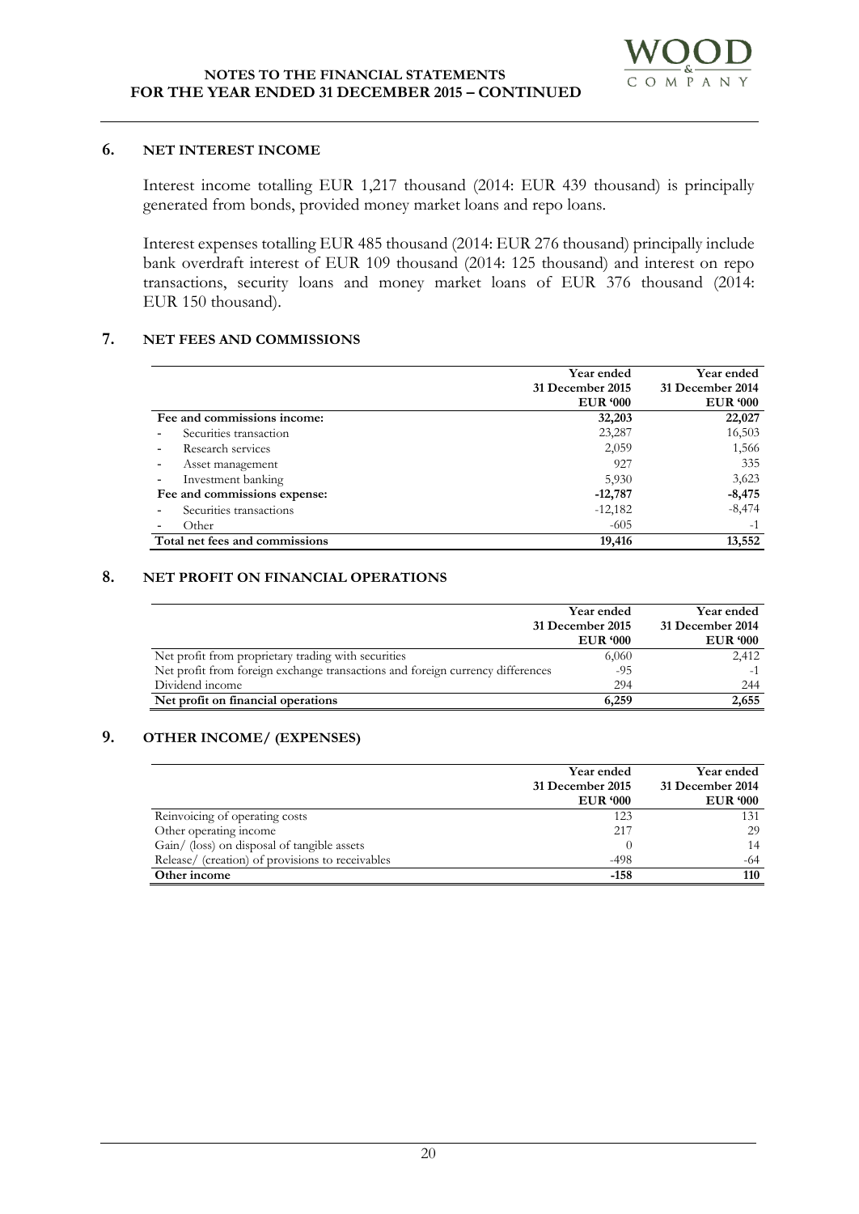## 6. NET INTEREST INCOME

Interest income totalling EUR 1,217 thousand (2014: EUR 439 thousand) is principally generated from bonds, provided money market loans and repo loans.

Interest expenses totalling EUR 485 thousand (2014: EUR 276 thousand) principally include bank overdraft interest of EUR 109 thousand (2014: 125 thousand) and interest on repo transactions, security loans and money market loans of EUR 376 thousand (2014: EUR 150 thousand).

## 7. NET FEES AND COMMISSIONS

| | Year ended 31 December 2015 EUR '000 | Year ended 31 December 2014 EUR '000 |
|---|---|---|
| **Fee and commissions income:** | **32,203** | **22,027** |
| - Securities transaction | 23,287 | 16,503 |
| - Research services | 2,059 | 1,566 |
| - Asset management | 927 | 335 |
| - Investment banking | 5,930 | 3,623 |
| **Fee and commissions expense:** | **-12,787** | **-8,475** |
| - Securities transactions | -12,182 | -8,474 |
| - Other | -605 | -1 |
| **Total net fees and commissions** | **19,416** | **13,552** |

## 8. NET PROFIT ON FINANCIAL OPERATIONS

| | Year ended 31 December 2015 EUR '000 | Year ended 31 December 2014 EUR '000 |
|---|---|---|
| Net profit from proprietary trading with securities | 6,060 | 2,412 |
| Net profit from foreign exchange transactions and foreign currency differences | -95 | -1 |
| Dividend income | 294 | 244 |
| **Net profit on financial operations** | **6,259** | **2,655** |

## 9. OTHER INCOME/ (EXPENSES)

| | Year ended 31 December 2015 EUR '000 | Year ended 31 December 2014 EUR '000 |
|---|---|---|
| Reinvoicing of operating costs | 123 | 131 |
| Other operating income | 217 | 29 |
| Gain/ (loss) on disposal of tangible assets | 0 | 14 |
| Release/ (creation) of provisions to receivables | -498 | -64 |
| **Other income** | **-158** | **110** |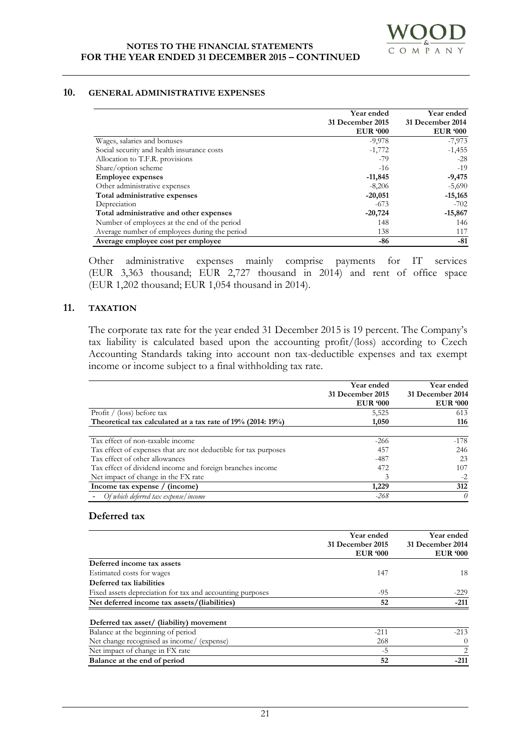## 10. GENERAL ADMINISTRATIVE EXPENSES

| | Year ended 31 December 2015 EUR '000 | Year ended 31 December 2014 EUR '000 |
|---|---|---|
| Wages, salaries and bonuses | -9,978 | -7,973 |
| Social security and health insurance costs | -1,772 | -1,455 |
| Allocation to T.F.R. provisions | -79 | -28 |
| Share/option scheme | -16 | -19 |
| **Employee expenses** | **-11,845** | **-9,475** |
| Other administrative expenses | -8,206 | -5,690 |
| **Total administrative expenses** | **-20,051** | **-15,165** |
| Depreciation | -673 | -702 |
| **Total administrative and other expenses** | **-20,724** | **-15,867** |
| Number of employees at the end of the period | 148 | 146 |
| Average number of employees during the period | 138 | 117 |
| **Average employee cost per employee** | **-86** | **-81** |

Other administrative expenses mainly comprise payments for IT services (EUR 3,363 thousand; EUR 2,727 thousand in 2014) and rent of office space (EUR 1,202 thousand; EUR 1,054 thousand in 2014).

## 11. TAXATION

The corporate tax rate for the year ended 31 December 2015 is 19 percent. The Company's tax liability is calculated based upon the accounting profit/(loss) according to Czech Accounting Standards taking into account non tax-deductible expenses and tax exempt income or income subject to a final withholding tax rate.

| | Year ended 31 December 2015 EUR '000 | Year ended 31 December 2014 EUR '000 |
|---|---|---|
| Profit / (loss) before tax | 5,525 | 613 |
| **Theoretical tax calculated at a tax rate of 19% (2014: 19%)** | **1,050** | **116** |
| | | |
| Tax effect of non-taxable income | -266 | -178 |
| Tax effect of expenses that are not deductible for tax purposes | 457 | 246 |
| Tax effect of other allowances | -487 | 23 |
| Tax effect of dividend income and foreign branches income | 472 | 107 |
| Net impact of change in the FX rate | 3 | -2 |
| **Income tax expense / (income)** | **1,229** | **312** |
| - *Of which deferred tax expense/income* | *-268* | *0* |

### Deferred tax

| | Year ended 31 December 2015 EUR '000 | Year ended 31 December 2014 EUR '000 |
|---|---|---|
| **Deferred income tax assets** | | |
| Estimated costs for wages | 147 | 18 |
| **Deferred tax liabilities** | | |
| Fixed assets depreciation for tax and accounting purposes | -95 | -229 |
| **Net deferred income tax assets/(liabilities)** | **52** | **-211** |
| | | |
| **Deferred tax asset/ (liability) movement** | | |
| Balance at the beginning of period | -211 | -213 |
| Net change recognised as income/ (expense) | 268 | 0 |
| Net impact of change in FX rate | -5 | 2 |
| **Balance at the end of period** | **52** | **-211** |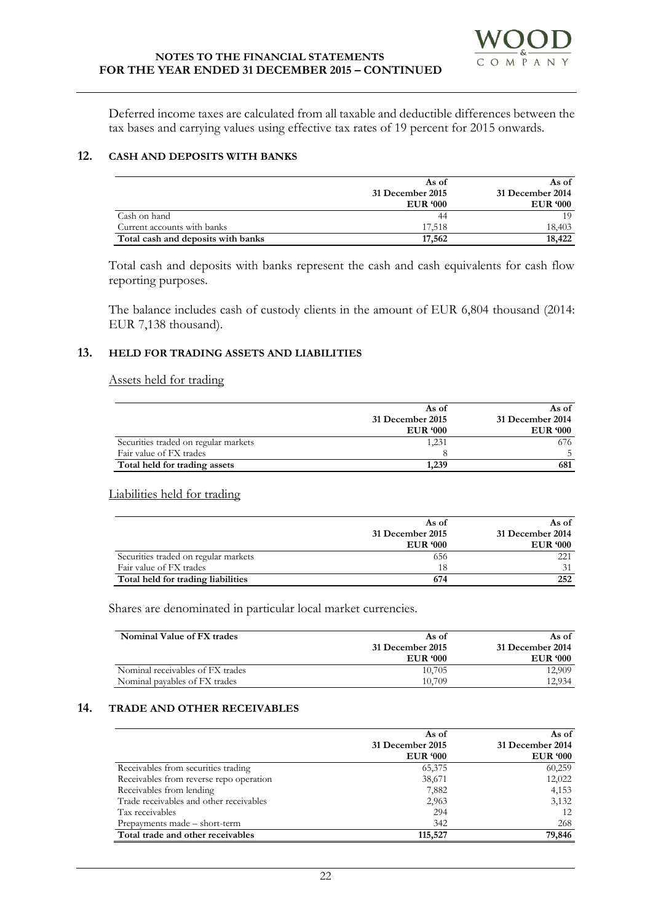Deferred income taxes are calculated from all taxable and deductible differences between the tax bases and carrying values using effective tax rates of 19 percent for 2015 onwards.

## 12. CASH AND DEPOSITS WITH BANKS

| | As of 31 December 2015 EUR '000 | As of 31 December 2014 EUR '000 |
|---|---|---|
| Cash on hand | 44 | 19 |
| Current accounts with banks | 17,518 | 18,403 |
| **Total cash and deposits with banks** | **17,562** | **18,422** |

Total cash and deposits with banks represent the cash and cash equivalents for cash flow reporting purposes.

The balance includes cash of custody clients in the amount of EUR 6,804 thousand (2014: EUR 7,138 thousand).

## 13. HELD FOR TRADING ASSETS AND LIABILITIES

Assets held for trading

| | As of 31 December 2015 EUR '000 | As of 31 December 2014 EUR '000 |
|---|---|---|
| Securities traded on regular markets | 1,231 | 676 |
| Fair value of FX trades | 8 | 5 |
| **Total held for trading assets** | **1,239** | **681** |

Liabilities held for trading

| | As of 31 December 2015 EUR '000 | As of 31 December 2014 EUR '000 |
|---|---|---|
| Securities traded on regular markets | 656 | 221 |
| Fair value of FX trades | 18 | 31 |
| **Total held for trading liabilities** | **674** | **252** |

Shares are denominated in particular local market currencies.

| **Nominal Value of FX trades** | As of 31 December 2015 EUR '000 | As of 31 December 2014 EUR '000 |
|---|---|---|
| Nominal receivables of FX trades | 10,705 | 12,909 |
| Nominal payables of FX trades | 10,709 | 12,934 |

## 14. TRADE AND OTHER RECEIVABLES

| | As of 31 December 2015 EUR '000 | As of 31 December 2014 EUR '000 |
|---|---|---|
| Receivables from securities trading | 65,375 | 60,259 |
| Receivables from reverse repo operation | 38,671 | 12,022 |
| Receivables from lending | 7,882 | 4,153 |
| Trade receivables and other receivables | 2,963 | 3,132 |
| Tax receivables | 294 | 12 |
| Prepayments made – short-term | 342 | 268 |
| **Total trade and other receivables** | **115,527** | **79,846** |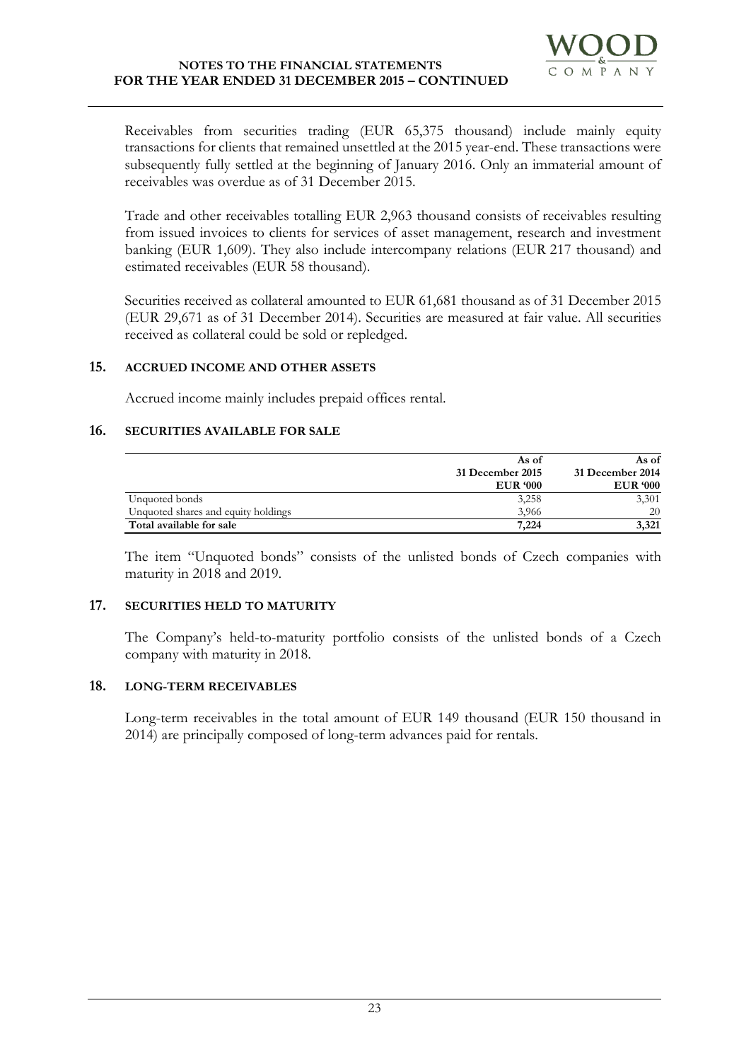Receivables from securities trading (EUR 65,375 thousand) include mainly equity transactions for clients that remained unsettled at the 2015 year-end. These transactions were subsequently fully settled at the beginning of January 2016. Only an immaterial amount of receivables was overdue as of 31 December 2015.

Trade and other receivables totalling EUR 2,963 thousand consists of receivables resulting from issued invoices to clients for services of asset management, research and investment banking (EUR 1,609). They also include intercompany relations (EUR 217 thousand) and estimated receivables (EUR 58 thousand).

Securities received as collateral amounted to EUR 61,681 thousand as of 31 December 2015 (EUR 29,671 as of 31 December 2014). Securities are measured at fair value. All securities received as collateral could be sold or repledged.

## 15. ACCRUED INCOME AND OTHER ASSETS

Accrued income mainly includes prepaid offices rental.

## 16. SECURITIES AVAILABLE FOR SALE

| | As of 31 December 2015 EUR '000 | As of 31 December 2014 EUR '000 |
|---|---|---|
| Unquoted bonds | 3,258 | 3,301 |
| Unquoted shares and equity holdings | 3,966 | 20 |
| **Total available for sale** | **7,224** | **3,321** |

The item "Unquoted bonds" consists of the unlisted bonds of Czech companies with maturity in 2018 and 2019.

## 17. SECURITIES HELD TO MATURITY

The Company's held-to-maturity portfolio consists of the unlisted bonds of a Czech company with maturity in 2018.

## 18. LONG-TERM RECEIVABLES

Long-term receivables in the total amount of EUR 149 thousand (EUR 150 thousand in 2014) are principally composed of long-term advances paid for rentals.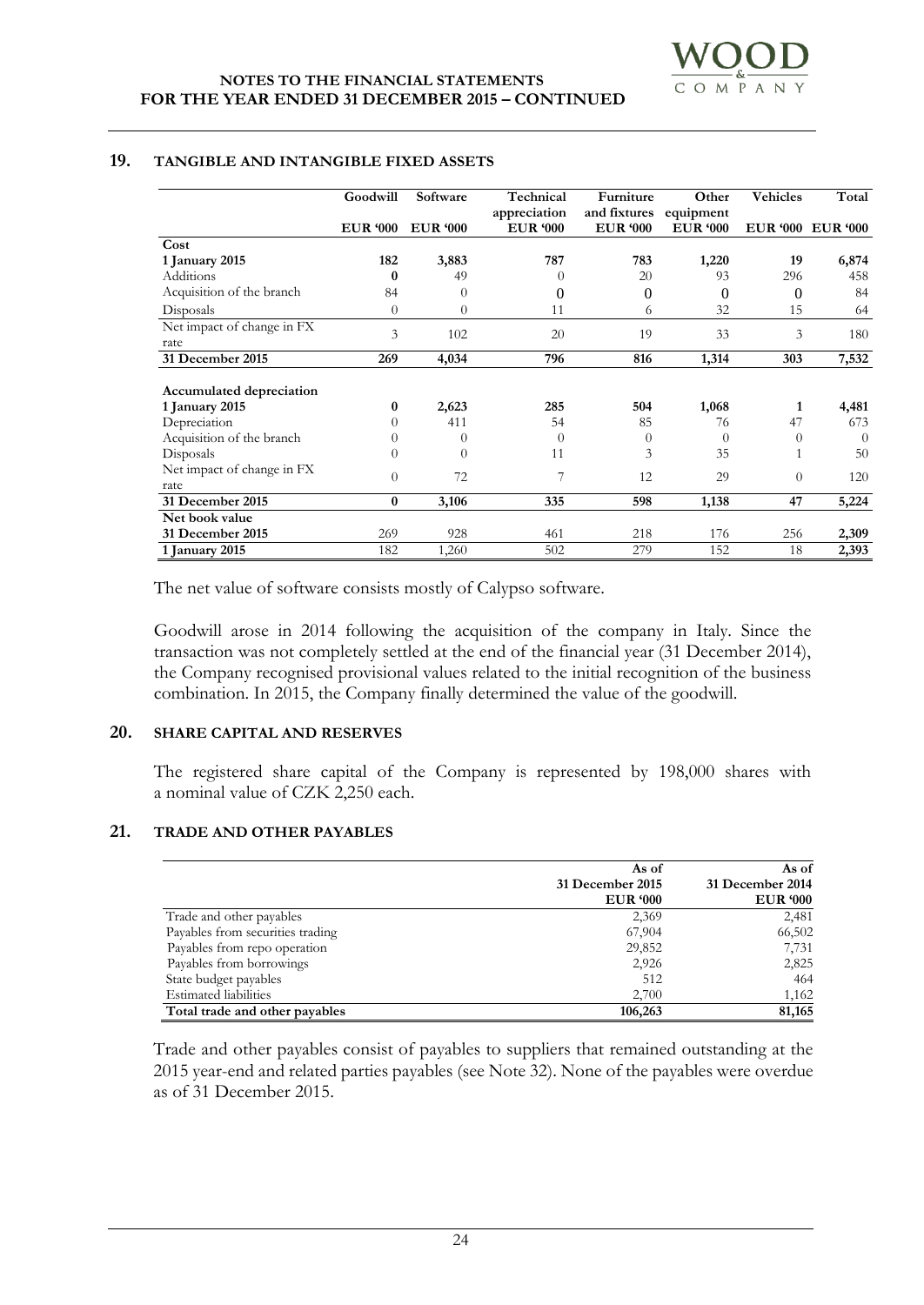## 19. TANGIBLE AND INTANGIBLE FIXED ASSETS

| | Goodwill | Software | Technical appreciation | Furniture and fixtures | Other equipment | Vehicles | Total |
|---|---|---|---|---|---|---|---|
| | EUR '000 | EUR '000 | EUR '000 | EUR '000 | EUR '000 | EUR '000 | EUR '000 |
| **Cost** | | | | | | | |
| **1 January 2015** | **182** | **3,883** | **787** | **783** | **1,220** | **19** | **6,874** |
| Additions | **0** | 49 | 0 | 20 | 93 | 296 | 458 |
| Acquisition of the branch | 84 | 0 | 0 | 0 | 0 | 0 | 84 |
| Disposals | 0 | 0 | 11 | 6 | 32 | 15 | 64 |
| Net impact of change in FX rate | 3 | 102 | 20 | 19 | 33 | 3 | 180 |
| **31 December 2015** | **269** | **4,034** | **796** | **816** | **1,314** | **303** | **7,532** |
| **Accumulated depreciation** | | | | | | | |
| **1 January 2015** | **0** | **2,623** | **285** | **504** | **1,068** | **1** | **4,481** |
| Depreciation | 0 | 411 | 54 | 85 | 76 | 47 | 673 |
| Acquisition of the branch | 0 | 0 | 0 | 0 | 0 | 0 | 0 |
| Disposals | 0 | 0 | 11 | 3 | 35 | 1 | 50 |
| Net impact of change in FX rate | 0 | 72 | 7 | 12 | 29 | 0 | 120 |
| **31 December 2015** | **0** | **3,106** | **335** | **598** | **1,138** | **47** | **5,224** |
| **Net book value** | | | | | | | |
| **31 December 2015** | 269 | 928 | 461 | 218 | 176 | 256 | **2,309** |
| **1 January 2015** | 182 | 1,260 | 502 | 279 | 152 | 18 | **2,393** |

The net value of software consists mostly of Calypso software.

Goodwill arose in 2014 following the acquisition of the company in Italy. Since the transaction was not completely settled at the end of the financial year (31 December 2014), the Company recognised provisional values related to the initial recognition of the business combination. In 2015, the Company finally determined the value of the goodwill.

## 20. SHARE CAPITAL AND RESERVES

The registered share capital of the Company is represented by 198,000 shares with a nominal value of CZK 2,250 each.

## 21. TRADE AND OTHER PAYABLES

| | As of 31 December 2015 | As of 31 December 2014 |
|---|---|---|
| | EUR '000 | EUR '000 |
| Trade and other payables | 2,369 | 2,481 |
| Payables from securities trading | 67,904 | 66,502 |
| Payables from repo operation | 29,852 | 7,731 |
| Payables from borrowings | 2,926 | 2,825 |
| State budget payables | 512 | 464 |
| Estimated liabilities | 2,700 | 1,162 |
| **Total trade and other payables** | **106,263** | **81,165** |

Trade and other payables consist of payables to suppliers that remained outstanding at the 2015 year-end and related parties payables (see Note 32). None of the payables were overdue as of 31 December 2015.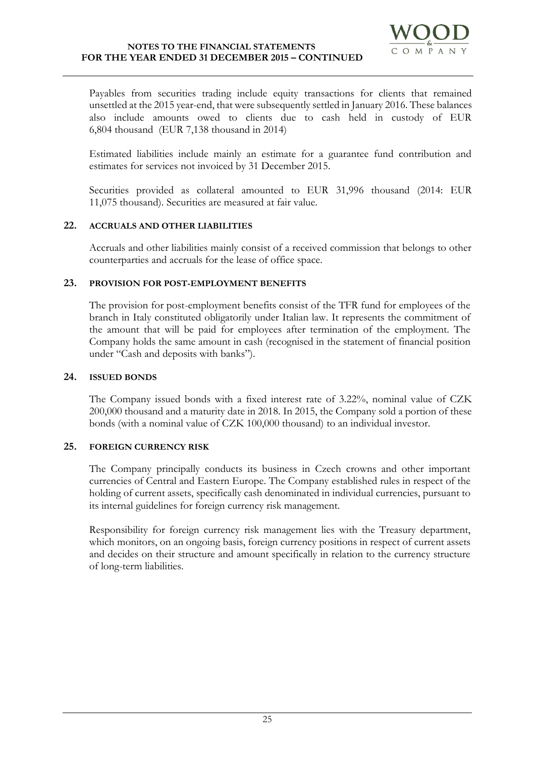Payables from securities trading include equity transactions for clients that remained unsettled at the 2015 year-end, that were subsequently settled in January 2016. These balances also include amounts owed to clients due to cash held in custody of EUR 6,804 thousand (EUR 7,138 thousand in 2014)

Estimated liabilities include mainly an estimate for a guarantee fund contribution and estimates for services not invoiced by 31 December 2015.

Securities provided as collateral amounted to EUR 31,996 thousand (2014: EUR 11,075 thousand). Securities are measured at fair value.

## 22. ACCRUALS AND OTHER LIABILITIES

Accruals and other liabilities mainly consist of a received commission that belongs to other counterparties and accruals for the lease of office space.

## 23. PROVISION FOR POST-EMPLOYMENT BENEFITS

The provision for post-employment benefits consist of the TFR fund for employees of the branch in Italy constituted obligatorily under Italian law. It represents the commitment of the amount that will be paid for employees after termination of the employment. The Company holds the same amount in cash (recognised in the statement of financial position under "Cash and deposits with banks").

## 24. ISSUED BONDS

The Company issued bonds with a fixed interest rate of 3.22%, nominal value of CZK 200,000 thousand and a maturity date in 2018. In 2015, the Company sold a portion of these bonds (with a nominal value of CZK 100,000 thousand) to an individual investor.

## 25. FOREIGN CURRENCY RISK

The Company principally conducts its business in Czech crowns and other important currencies of Central and Eastern Europe. The Company established rules in respect of the holding of current assets, specifically cash denominated in individual currencies, pursuant to its internal guidelines for foreign currency risk management.

Responsibility for foreign currency risk management lies with the Treasury department, which monitors, on an ongoing basis, foreign currency positions in respect of current assets and decides on their structure and amount specifically in relation to the currency structure of long-term liabilities.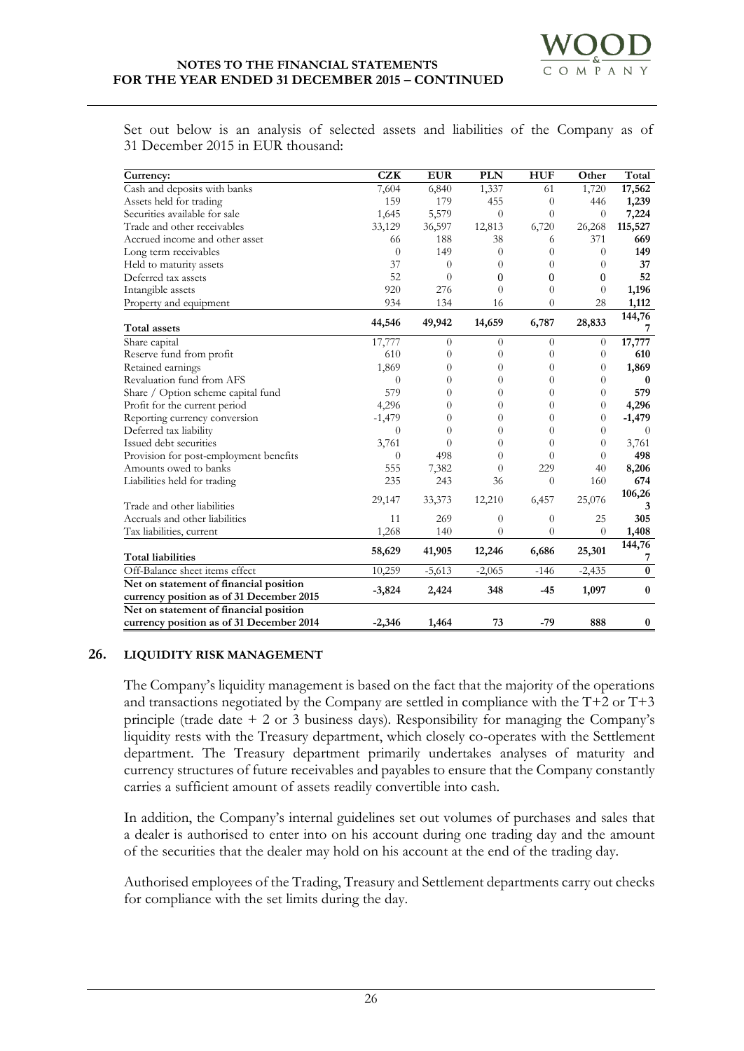Set out below is an analysis of selected assets and liabilities of the Company as of 31 December 2015 in EUR thousand:

| Currency: | CZK | EUR | PLN | HUF | Other | Total |
|---|---|---|---|---|---|---|
| Cash and deposits with banks | 7,604 | 6,840 | 1,337 | 61 | 1,720 | **17,562** |
| Assets held for trading | 159 | 179 | 455 | 0 | 446 | **1,239** |
| Securities available for sale | 1,645 | 5,579 | 0 | 0 | 0 | **7,224** |
| Trade and other receivables | 33,129 | 36,597 | 12,813 | 6,720 | 26,268 | **115,527** |
| Accrued income and other asset | 66 | 188 | 38 | 6 | 371 | **669** |
| Long term receivables | 0 | 149 | 0 | 0 | 0 | **149** |
| Held to maturity assets | 37 | 0 | 0 | 0 | 0 | **37** |
| Deferred tax assets | 52 | 0 | 0 | 0 | 0 | **52** |
| Intangible assets | 920 | 276 | 0 | 0 | 0 | **1,196** |
| Property and equipment | 934 | 134 | 16 | 0 | 28 | **1,112** |
| **Total assets** | **44,546** | **49,942** | **14,659** | **6,787** | **28,833** | **144,767** |
| Share capital | 17,777 | 0 | 0 | 0 | 0 | **17,777** |
| Reserve fund from profit | 610 | 0 | 0 | 0 | 0 | **610** |
| Retained earnings | 1,869 | 0 | 0 | 0 | 0 | **1,869** |
| Revaluation fund from AFS | 0 | 0 | 0 | 0 | 0 | **0** |
| Share / Option scheme capital fund | 579 | 0 | 0 | 0 | 0 | **579** |
| Profit for the current period | 4,296 | 0 | 0 | 0 | 0 | **4,296** |
| Reporting currency conversion | -1,479 | 0 | 0 | 0 | 0 | **-1,479** |
| Deferred tax liability | 0 | 0 | 0 | 0 | 0 | 0 |
| Issued debt securities | 3,761 | 0 | 0 | 0 | 0 | 3,761 |
| Provision for post-employment benefits | 0 | 498 | 0 | 0 | 0 | **498** |
| Amounts owed to banks | 555 | 7,382 | 0 | 229 | 40 | **8,206** |
| Liabilities held for trading | 235 | 243 | 36 | 0 | 160 | **674** |
| Trade and other liabilities | 29,147 | 33,373 | 12,210 | 6,457 | 25,076 | **106,263** |
| Accruals and other liabilities | 11 | 269 | 0 | 0 | 25 | **305** |
| Tax liabilities, current | 1,268 | 140 | 0 | 0 | 0 | **1,408** |
| **Total liabilities** | **58,629** | **41,905** | **12,246** | **6,686** | **25,301** | **144,767** |
| Off-Balance sheet items effect | 10,259 | -5,613 | -2,065 | -146 | -2,435 | **0** |
| **Net on statement of financial position currency position as of 31 December 2015** | **-3,824** | **2,424** | **348** | **-45** | **1,097** | **0** |
| **Net on statement of financial position currency position as of 31 December 2014** | **-2,346** | **1,464** | **73** | **-79** | **888** | **0** |

## 26. LIQUIDITY RISK MANAGEMENT

The Company's liquidity management is based on the fact that the majority of the operations and transactions negotiated by the Company are settled in compliance with the T+2 or T+3 principle (trade date + 2 or 3 business days). Responsibility for managing the Company's liquidity rests with the Treasury department, which closely co-operates with the Settlement department. The Treasury department primarily undertakes analyses of maturity and currency structures of future receivables and payables to ensure that the Company constantly carries a sufficient amount of assets readily convertible into cash.

In addition, the Company's internal guidelines set out volumes of purchases and sales that a dealer is authorised to enter into on his account during one trading day and the amount of the securities that the dealer may hold on his account at the end of the trading day.

Authorised employees of the Trading, Treasury and Settlement departments carry out checks for compliance with the set limits during the day.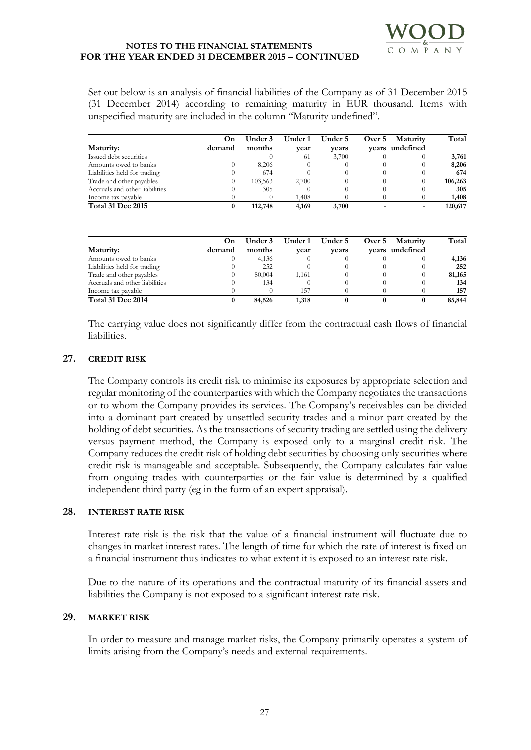Set out below is an analysis of financial liabilities of the Company as of 31 December 2015 (31 December 2014) according to remaining maturity in EUR thousand. Items with unspecified maturity are included in the column "Maturity undefined".

| Maturity: | On demand | Under 3 months | Under 1 year | Under 5 years | Over 5 years | Maturity undefined | Total |
|---|---|---|---|---|---|---|---|
| Issued debt securities | | 0 | 61 | 3,700 | 0 | 0 | **3,761** |
| Amounts owed to banks | 0 | 8,206 | 0 | 0 | 0 | 0 | **8,206** |
| Liabilities held for trading | 0 | 674 | 0 | 0 | 0 | 0 | **674** |
| Trade and other payables | 0 | 103,563 | 2,700 | 0 | 0 | 0 | **106,263** |
| Accruals and other liabilities | 0 | 305 | 0 | 0 | 0 | 0 | **305** |
| Income tax payable | 0 | 0 | 1,408 | 0 | 0 | 0 | **1,408** |
| **Total 31 Dec 2015** | **0** | **112,748** | **4,169** | **3,700** | **-** | **-** | **120,617** |

| Maturity: | On demand | Under 3 months | Under 1 year | Under 5 years | Over 5 years | Maturity undefined | Total |
|---|---|---|---|---|---|---|---|
| Amounts owed to banks | 0 | 4,136 | 0 | 0 | 0 | 0 | **4,136** |
| Liabilities held for trading | 0 | 252 | 0 | 0 | 0 | 0 | **252** |
| Trade and other payables | 0 | 80,004 | 1,161 | 0 | 0 | 0 | **81,165** |
| Accruals and other liabilities | 0 | 134 | 0 | 0 | 0 | 0 | **134** |
| Income tax payable | 0 | 0 | 157 | 0 | 0 | 0 | **157** |
| **Total 31 Dec 2014** | **0** | **84,526** | **1,318** | **0** | **0** | **0** | **85,844** |

The carrying value does not significantly differ from the contractual cash flows of financial liabilities.

## 27. CREDIT RISK

The Company controls its credit risk to minimise its exposures by appropriate selection and regular monitoring of the counterparties with which the Company negotiates the transactions or to whom the Company provides its services. The Company's receivables can be divided into a dominant part created by unsettled security trades and a minor part created by the holding of debt securities. As the transactions of security trading are settled using the delivery versus payment method, the Company is exposed only to a marginal credit risk. The Company reduces the credit risk of holding debt securities by choosing only securities where credit risk is manageable and acceptable. Subsequently, the Company calculates fair value from ongoing trades with counterparties or the fair value is determined by a qualified independent third party (eg in the form of an expert appraisal).

## 28. INTEREST RATE RISK

Interest rate risk is the risk that the value of a financial instrument will fluctuate due to changes in market interest rates. The length of time for which the rate of interest is fixed on a financial instrument thus indicates to what extent it is exposed to an interest rate risk.

Due to the nature of its operations and the contractual maturity of its financial assets and liabilities the Company is not exposed to a significant interest rate risk.

## 29. MARKET RISK

In order to measure and manage market risks, the Company primarily operates a system of limits arising from the Company's needs and external requirements.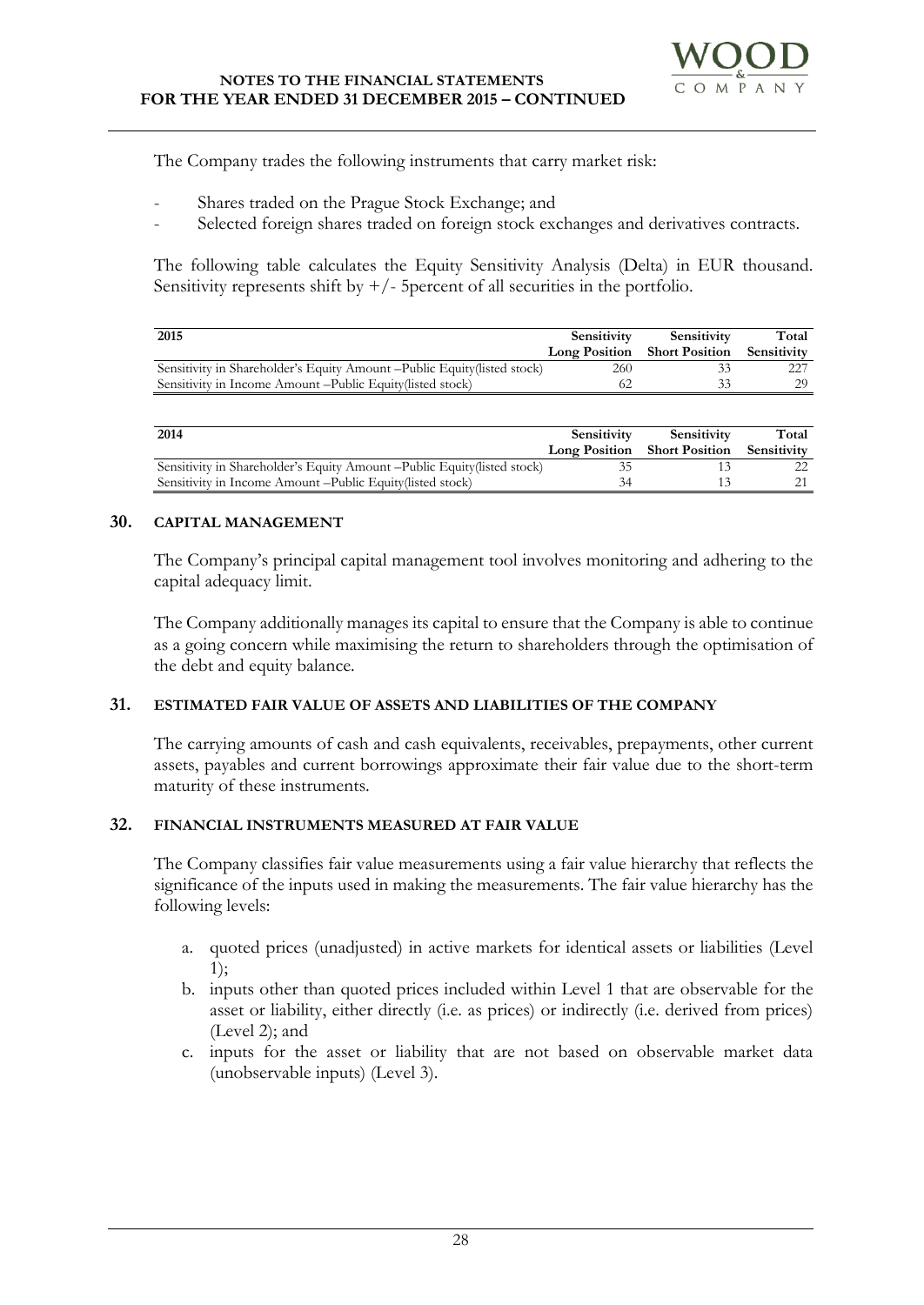The Company trades the following instruments that carry market risk:

- Shares traded on the Prague Stock Exchange; and
- Selected foreign shares traded on foreign stock exchanges and derivatives contracts.

The following table calculates the Equity Sensitivity Analysis (Delta) in EUR thousand. Sensitivity represents shift by +/- 5percent of all securities in the portfolio.

| 2015 | Sensitivity Long Position | Sensitivity Short Position | Total Sensitivity |
|---|---|---|---|
| Sensitivity in Shareholder's Equity Amount –Public Equity(listed stock) | 260 | 33 | 227 |
| Sensitivity in Income Amount –Public Equity(listed stock) | 62 | 33 | 29 |

| 2014 | Sensitivity Long Position | Sensitivity Short Position | Total Sensitivity |
|---|---|---|---|
| Sensitivity in Shareholder's Equity Amount –Public Equity(listed stock) | 35 | 13 | 22 |
| Sensitivity in Income Amount –Public Equity(listed stock) | 34 | 13 | 21 |

## 30. CAPITAL MANAGEMENT

The Company's principal capital management tool involves monitoring and adhering to the capital adequacy limit.

The Company additionally manages its capital to ensure that the Company is able to continue as a going concern while maximising the return to shareholders through the optimisation of the debt and equity balance.

## 31. ESTIMATED FAIR VALUE OF ASSETS AND LIABILITIES OF THE COMPANY

The carrying amounts of cash and cash equivalents, receivables, prepayments, other current assets, payables and current borrowings approximate their fair value due to the short-term maturity of these instruments.

## 32. FINANCIAL INSTRUMENTS MEASURED AT FAIR VALUE

The Company classifies fair value measurements using a fair value hierarchy that reflects the significance of the inputs used in making the measurements. The fair value hierarchy has the following levels:

a. quoted prices (unadjusted) in active markets for identical assets or liabilities (Level 1);
b. inputs other than quoted prices included within Level 1 that are observable for the asset or liability, either directly (i.e. as prices) or indirectly (i.e. derived from prices) (Level 2); and
c. inputs for the asset or liability that are not based on observable market data (unobservable inputs) (Level 3).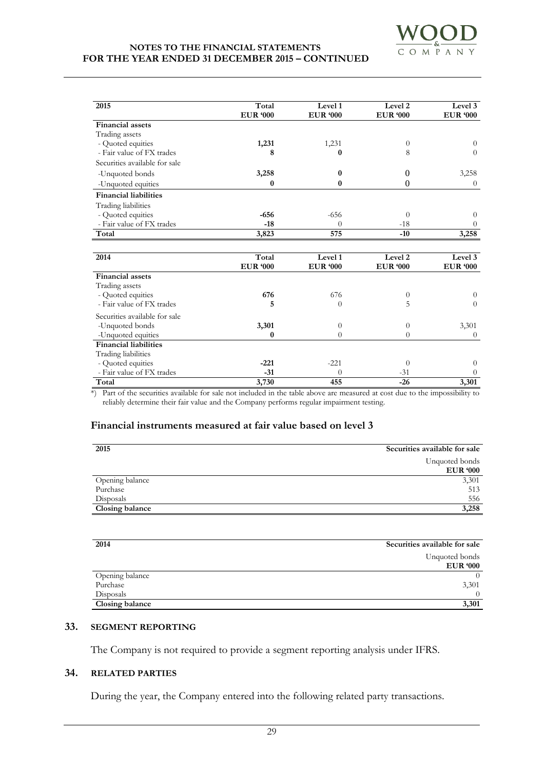| 2015 | Total EUR '000 | Level 1 EUR '000 | Level 2 EUR '000 | Level 3 EUR '000 |
|---|---|---|---|---|
| **Financial assets** | | | | |
| Trading assets | | | | |
| - Quoted equities | **1,231** | 1,231 | 0 | 0 |
| - Fair value of FX trades | **8** | **0** | 8 | 0 |
| Securities available for sale | | | | |
| -Unquoted bonds | **3,258** | **0** | 0 | 3,258 |
| -Unquoted equities | **0** | **0** | 0 | 0 |
| **Financial liabilities** | | | | |
| Trading liabilities | | | | |
| - Quoted equities | **-656** | -656 | 0 | 0 |
| - Fair value of FX trades | **-18** | 0 | -18 | 0 |
| **Total** | **3,823** | **575** | **-10** | **3,258** |

| 2014 | Total EUR '000 | Level 1 EUR '000 | Level 2 EUR '000 | Level 3 EUR '000 |
|---|---|---|---|---|
| **Financial assets** | | | | |
| Trading assets | | | | |
| - Quoted equities | **676** | 676 | 0 | 0 |
| - Fair value of FX trades | **5** | 0 | 5 | 0 |
| Securities available for sale | | | | |
| -Unquoted bonds | **3,301** | 0 | 0 | 3,301 |
| -Unquoted equities | **0** | 0 | 0 | 0 |
| **Financial liabilities** | | | | |
| Trading liabilities | | | | |
| - Quoted equities | **-221** | -221 | 0 | 0 |
| - Fair value of FX trades | **-31** | 0 | -31 | 0 |
| **Total** | **3,730** | **455** | **-26** | **3,301** |

*) Part of the securities available for sale not included in the table above are measured at cost due to the impossibility to reliably determine their fair value and the Company performs regular impairment testing.

### Financial instruments measured at fair value based on level 3

| 2015 | Securities available for sale |
|---|---|
| | Unquoted bonds **EUR '000** |
| Opening balance | 3,301 |
| Purchase | 513 |
| Disposals | 556 |
| **Closing balance** | **3,258** |

| 2014 | Securities available for sale |
|---|---|
| | Unquoted bonds **EUR '000** |
| Opening balance | 0 |
| Purchase | 3,301 |
| Disposals | 0 |
| **Closing balance** | **3,301** |

## 33. SEGMENT REPORTING

The Company is not required to provide a segment reporting analysis under IFRS.

## 34. RELATED PARTIES

During the year, the Company entered into the following related party transactions.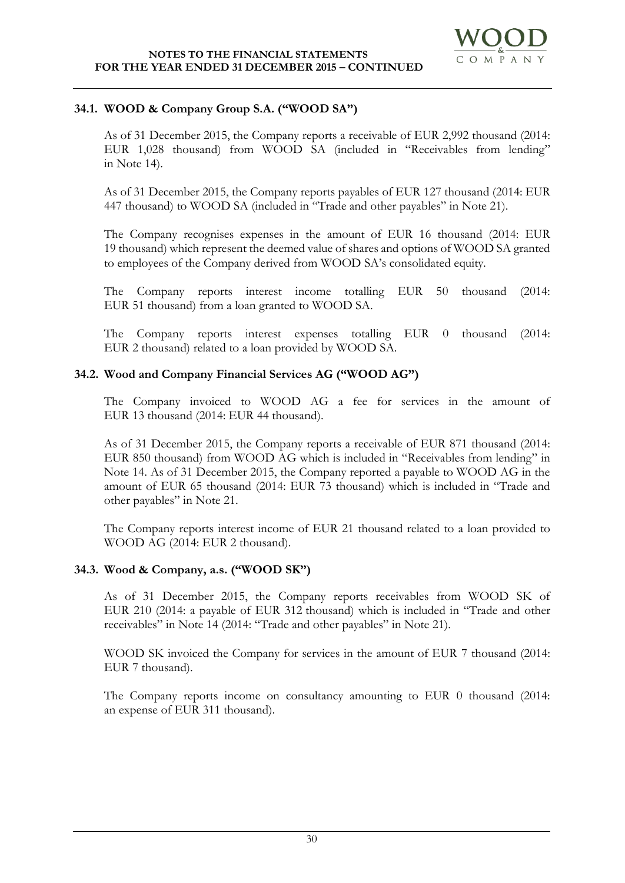### 34.1. WOOD & Company Group S.A. ("WOOD SA")

As of 31 December 2015, the Company reports a receivable of EUR 2,992 thousand (2014: EUR 1,028 thousand) from WOOD SA (included in "Receivables from lending" in Note 14).

As of 31 December 2015, the Company reports payables of EUR 127 thousand (2014: EUR 447 thousand) to WOOD SA (included in "Trade and other payables" in Note 21).

The Company recognises expenses in the amount of EUR 16 thousand (2014: EUR 19 thousand) which represent the deemed value of shares and options of WOOD SA granted to employees of the Company derived from WOOD SA's consolidated equity.

The Company reports interest income totalling EUR 50 thousand (2014: EUR 51 thousand) from a loan granted to WOOD SA.

The Company reports interest expenses totalling EUR 0 thousand (2014: EUR 2 thousand) related to a loan provided by WOOD SA.

### 34.2. Wood and Company Financial Services AG ("WOOD AG")

The Company invoiced to WOOD AG a fee for services in the amount of EUR 13 thousand (2014: EUR 44 thousand).

As of 31 December 2015, the Company reports a receivable of EUR 871 thousand (2014: EUR 850 thousand) from WOOD AG which is included in "Receivables from lending" in Note 14. As of 31 December 2015, the Company reported a payable to WOOD AG in the amount of EUR 65 thousand (2014: EUR 73 thousand) which is included in "Trade and other payables" in Note 21.

The Company reports interest income of EUR 21 thousand related to a loan provided to WOOD AG (2014: EUR 2 thousand).

### 34.3. Wood & Company, a.s. ("WOOD SK")

As of 31 December 2015, the Company reports receivables from WOOD SK of EUR 210 (2014: a payable of EUR 312 thousand) which is included in "Trade and other receivables" in Note 14 (2014: "Trade and other payables" in Note 21).

WOOD SK invoiced the Company for services in the amount of EUR 7 thousand (2014: EUR 7 thousand).

The Company reports income on consultancy amounting to EUR 0 thousand (2014: an expense of EUR 311 thousand).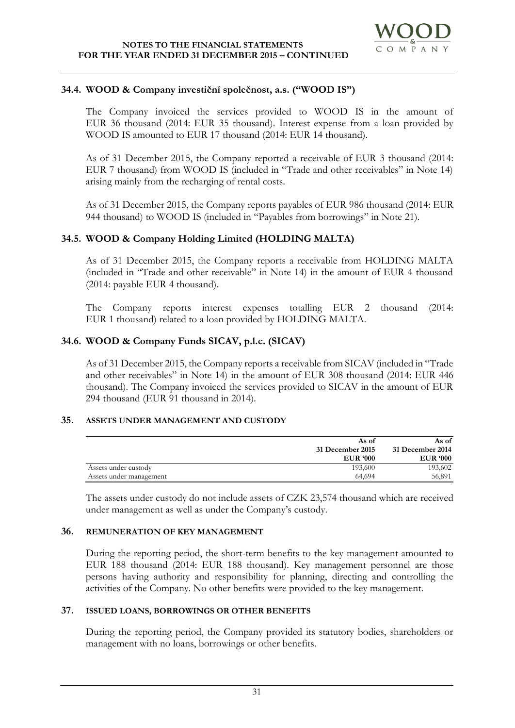### 34.4. WOOD & Company investiční společnost, a.s. ("WOOD IS")

The Company invoiced the services provided to WOOD IS in the amount of EUR 36 thousand (2014: EUR 35 thousand). Interest expense from a loan provided by WOOD IS amounted to EUR 17 thousand (2014: EUR 14 thousand).

As of 31 December 2015, the Company reported a receivable of EUR 3 thousand (2014: EUR 7 thousand) from WOOD IS (included in "Trade and other receivables" in Note 14) arising mainly from the recharging of rental costs.

As of 31 December 2015, the Company reports payables of EUR 986 thousand (2014: EUR 944 thousand) to WOOD IS (included in "Payables from borrowings" in Note 21).

### 34.5. WOOD & Company Holding Limited (HOLDING MALTA)

As of 31 December 2015, the Company reports a receivable from HOLDING MALTA (included in "Trade and other receivable" in Note 14) in the amount of EUR 4 thousand (2014: payable EUR 4 thousand).

The Company reports interest expenses totalling EUR 2 thousand (2014: EUR 1 thousand) related to a loan provided by HOLDING MALTA.

### 34.6. WOOD & Company Funds SICAV, p.l.c. (SICAV)

As of 31 December 2015, the Company reports a receivable from SICAV (included in "Trade and other receivables" in Note 14) in the amount of EUR 308 thousand (2014: EUR 446 thousand). The Company invoiced the services provided to SICAV in the amount of EUR 294 thousand (EUR 91 thousand in 2014).

## 35. ASSETS UNDER MANAGEMENT AND CUSTODY

| | As of 31 December 2015 EUR '000 | As of 31 December 2014 EUR '000 |
|---|---|---|
| Assets under custody | 193,600 | 193,602 |
| Assets under management | 64,694 | 56,891 |

The assets under custody do not include assets of CZK 23,574 thousand which are received under management as well as under the Company's custody.

## 36. REMUNERATION OF KEY MANAGEMENT

During the reporting period, the short-term benefits to the key management amounted to EUR 188 thousand (2014: EUR 188 thousand). Key management personnel are those persons having authority and responsibility for planning, directing and controlling the activities of the Company. No other benefits were provided to the key management.

## 37. ISSUED LOANS, BORROWINGS OR OTHER BENEFITS

During the reporting period, the Company provided its statutory bodies, shareholders or management with no loans, borrowings or other benefits.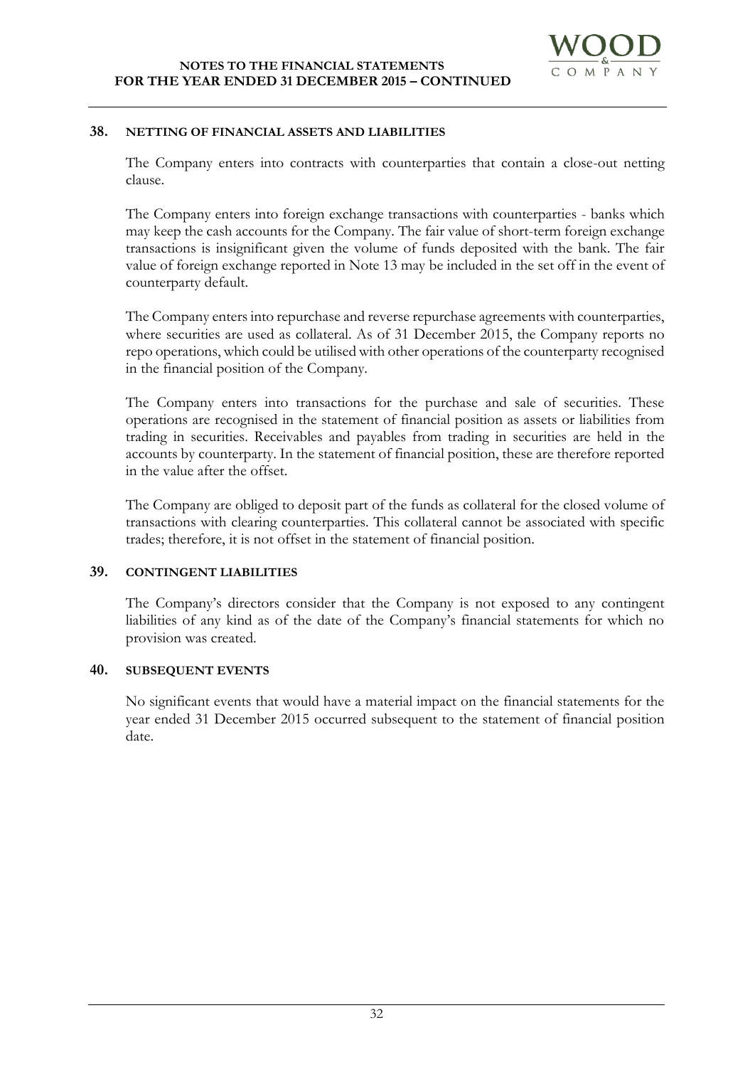## 38. NETTING OF FINANCIAL ASSETS AND LIABILITIES

The Company enters into contracts with counterparties that contain a close-out netting clause.

The Company enters into foreign exchange transactions with counterparties - banks which may keep the cash accounts for the Company. The fair value of short-term foreign exchange transactions is insignificant given the volume of funds deposited with the bank. The fair value of foreign exchange reported in Note 13 may be included in the set off in the event of counterparty default.

The Company enters into repurchase and reverse repurchase agreements with counterparties, where securities are used as collateral. As of 31 December 2015, the Company reports no repo operations, which could be utilised with other operations of the counterparty recognised in the financial position of the Company.

The Company enters into transactions for the purchase and sale of securities. These operations are recognised in the statement of financial position as assets or liabilities from trading in securities. Receivables and payables from trading in securities are held in the accounts by counterparty. In the statement of financial position, these are therefore reported in the value after the offset.

The Company are obliged to deposit part of the funds as collateral for the closed volume of transactions with clearing counterparties. This collateral cannot be associated with specific trades; therefore, it is not offset in the statement of financial position.

## 39. CONTINGENT LIABILITIES

The Company's directors consider that the Company is not exposed to any contingent liabilities of any kind as of the date of the Company's financial statements for which no provision was created.

## 40. SUBSEQUENT EVENTS

No significant events that would have a material impact on the financial statements for the year ended 31 December 2015 occurred subsequent to the statement of financial position date.